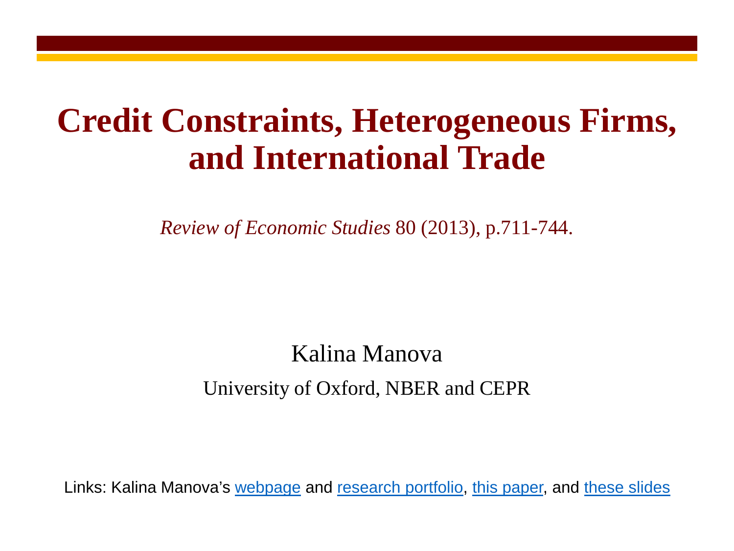# Credit Constraints, Heterogeneous Firms, and International Trade

*Review of Economic Studies* 80 (2013), p.711-744.

Kalina Manova

University of Oxford, NBER and CEPR

Links: Kalina Manova's webpage and research portfolio, this paper, and these slides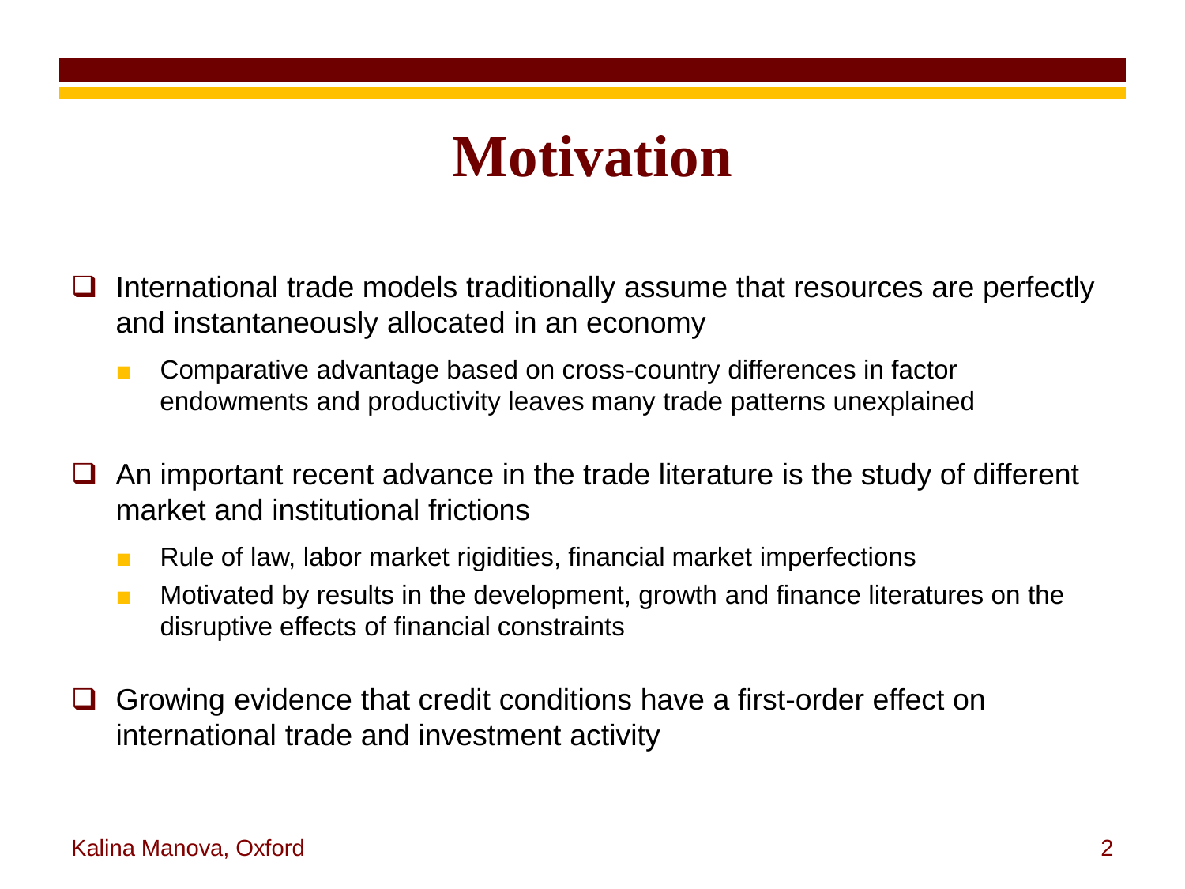# Motivation

- International trade models traditionally assume that resources are perfectly and instantaneously allocated in an economy
  - Comparative advantage based on cross-country differences in factor endowments and productivity leaves many trade patterns unexplained

- An important recent advance in the trade literature is the study of different market and institutional frictions
  - Rule of law, labor market rigidities, financial market imperfections
  - Motivated by results in the development, growth and finance literatures on the disruptive effects of financial constraints

- Growing evidence that credit conditions have a first-order effect on international trade and investment activity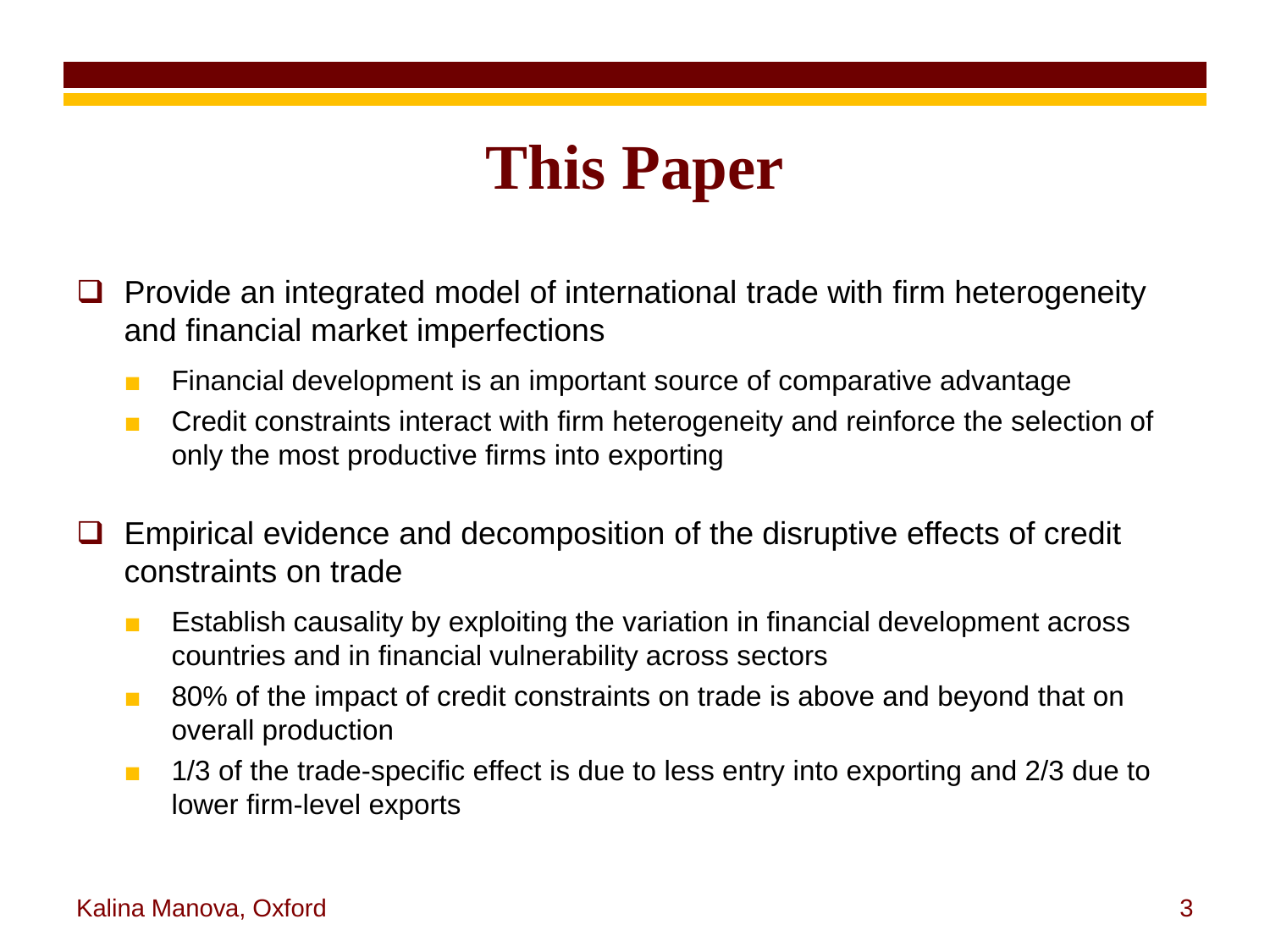# This Paper

- Provide an integrated model of international trade with firm heterogeneity and financial market imperfections
  - Financial development is an important source of comparative advantage
  - Credit constraints interact with firm heterogeneity and reinforce the selection of only the most productive firms into exporting

- Empirical evidence and decomposition of the disruptive effects of credit constraints on trade
  - Establish causality by exploiting the variation in financial development across countries and in financial vulnerability across sectors
  - 80% of the impact of credit constraints on trade is above and beyond that on overall production
  - 1/3 of the trade-specific effect is due to less entry into exporting and 2/3 due to lower firm-level exports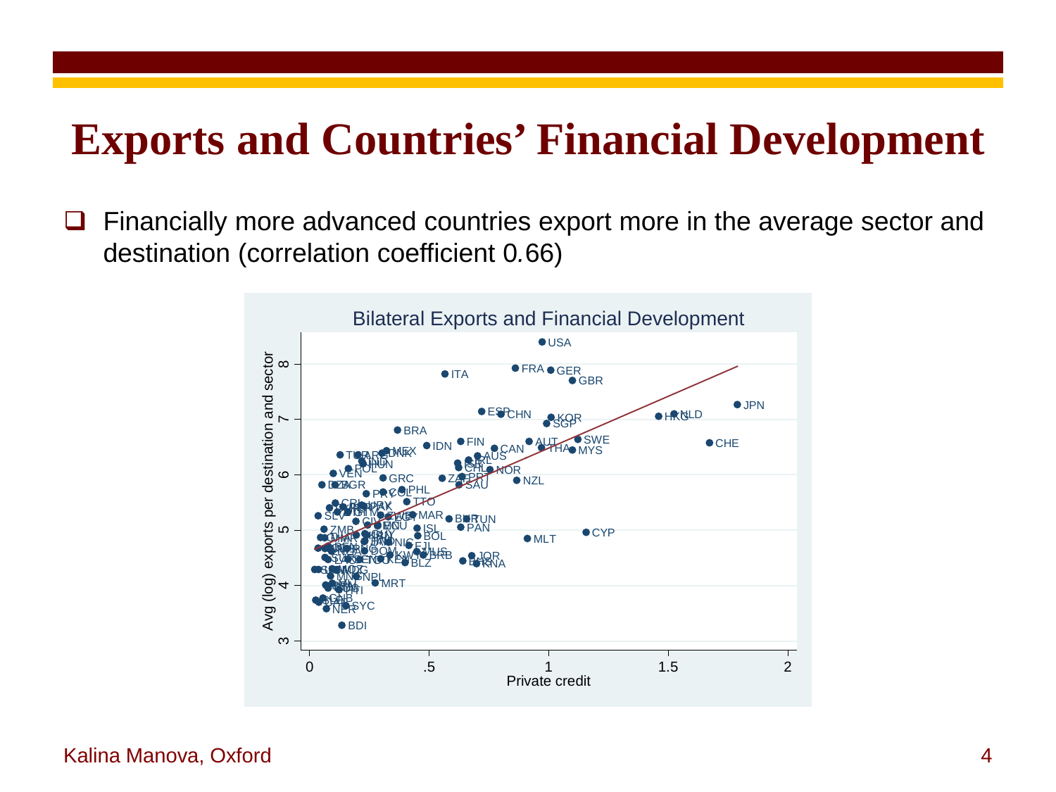# Exports and Countries' Financial Development

- Financially more advanced countries export more in the average sector and destination (correlation coefficient 0.66)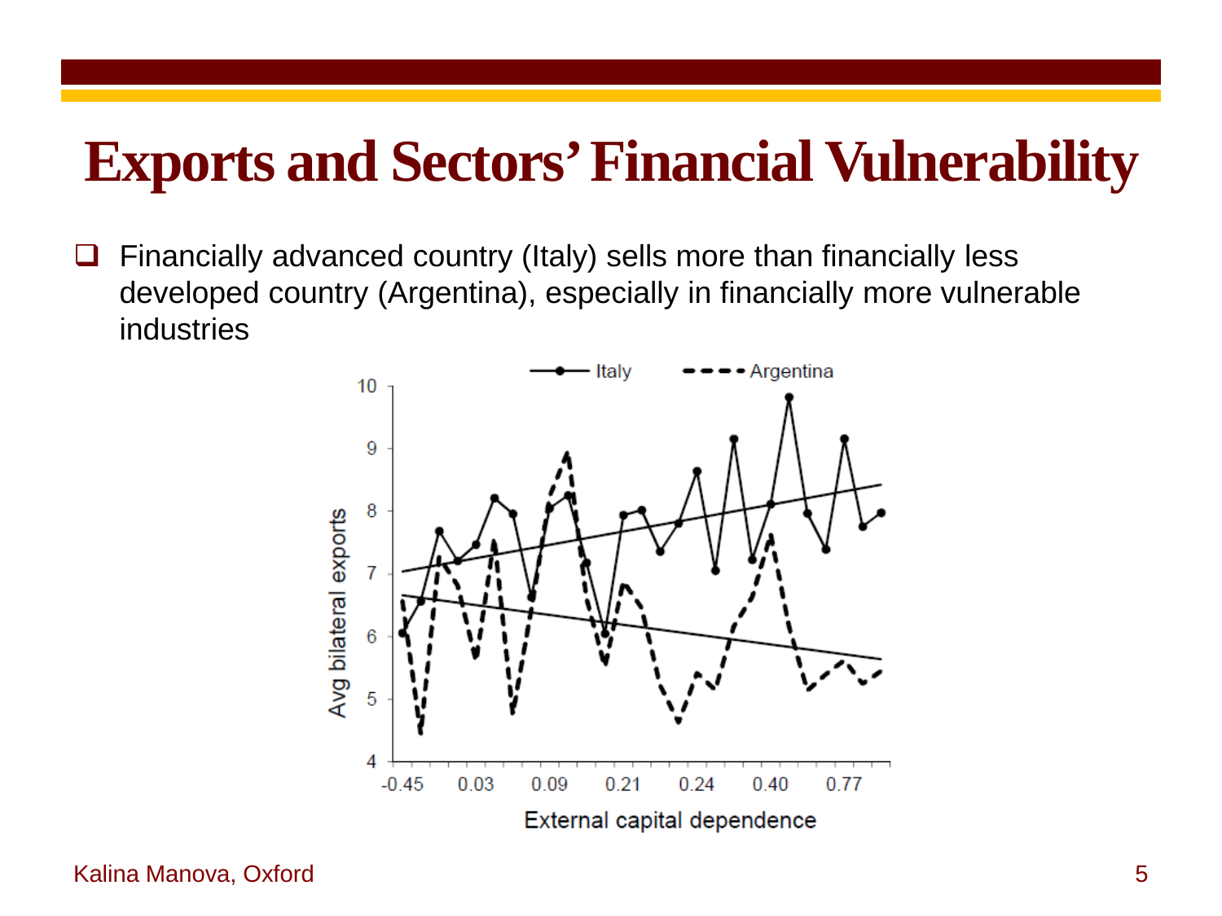# Exports and Sectors' Financial Vulnerability

- Financially advanced country (Italy) sells more than financially less developed country (Argentina), especially in financially more vulnerable industries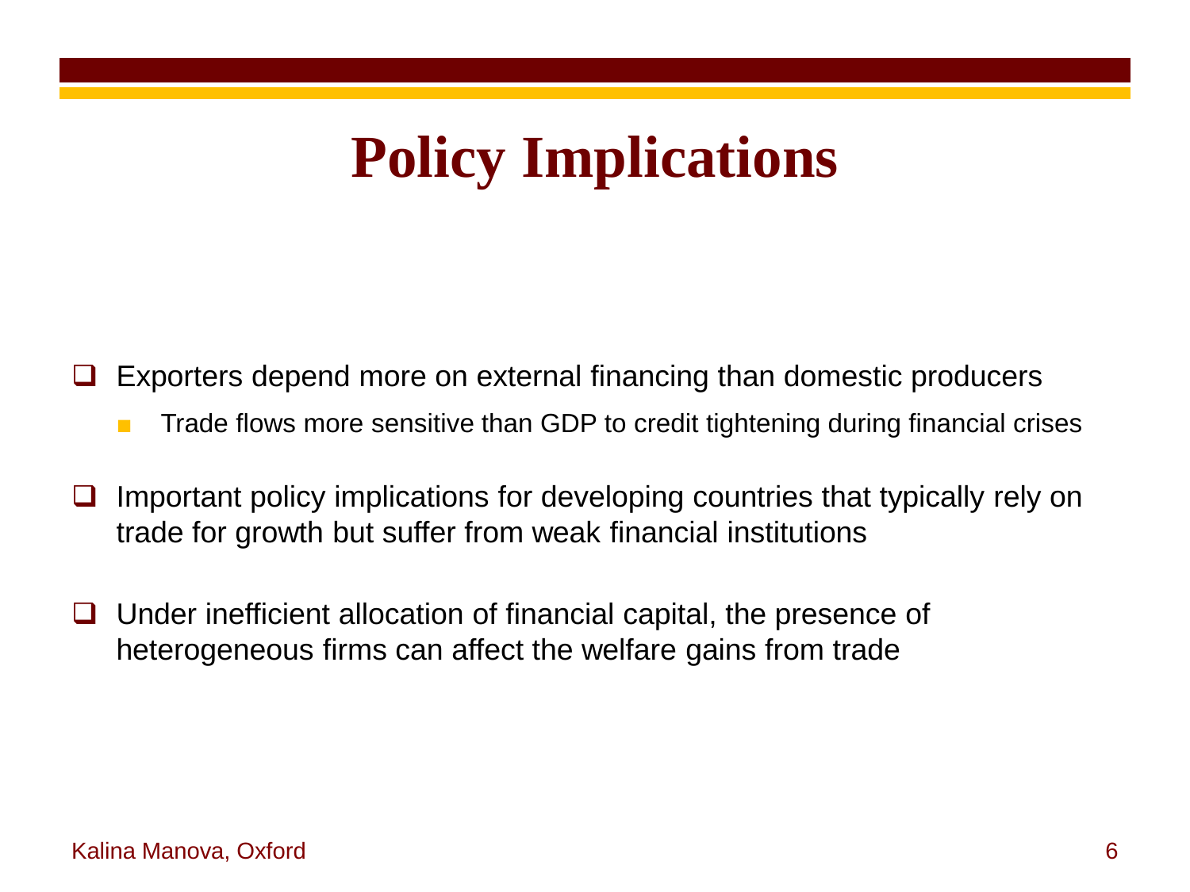# Policy Implications

- Exporters depend more on external financing than domestic producers
  - Trade flows more sensitive than GDP to credit tightening during financial crises
- Important policy implications for developing countries that typically rely on trade for growth but suffer from weak financial institutions
- Under inefficient allocation of financial capital, the presence of heterogeneous firms can affect the welfare gains from trade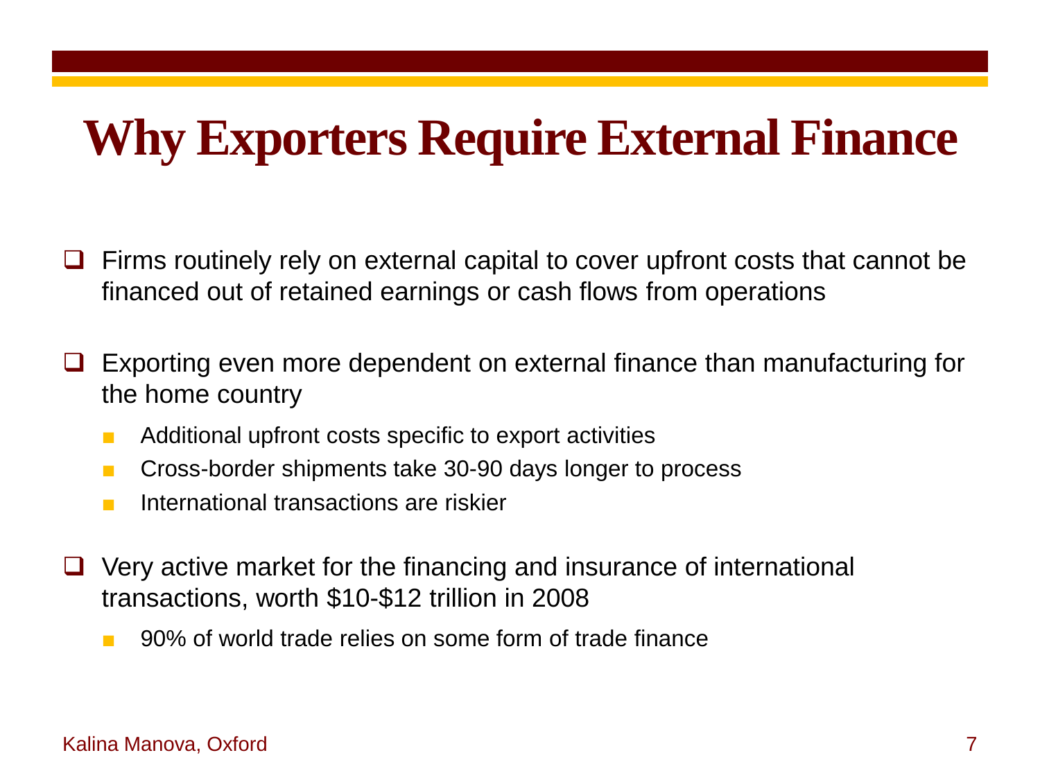# Why Exporters Require External Finance

- Firms routinely rely on external capital to cover upfront costs that cannot be financed out of retained earnings or cash flows from operations

- Exporting even more dependent on external finance than manufacturing for the home country
  - Additional upfront costs specific to export activities
  - Cross-border shipments take 30-90 days longer to process
  - International transactions are riskier

- Very active market for the financing and insurance of international transactions, worth $10-$12 trillion in 2008
  - 90% of world trade relies on some form of trade finance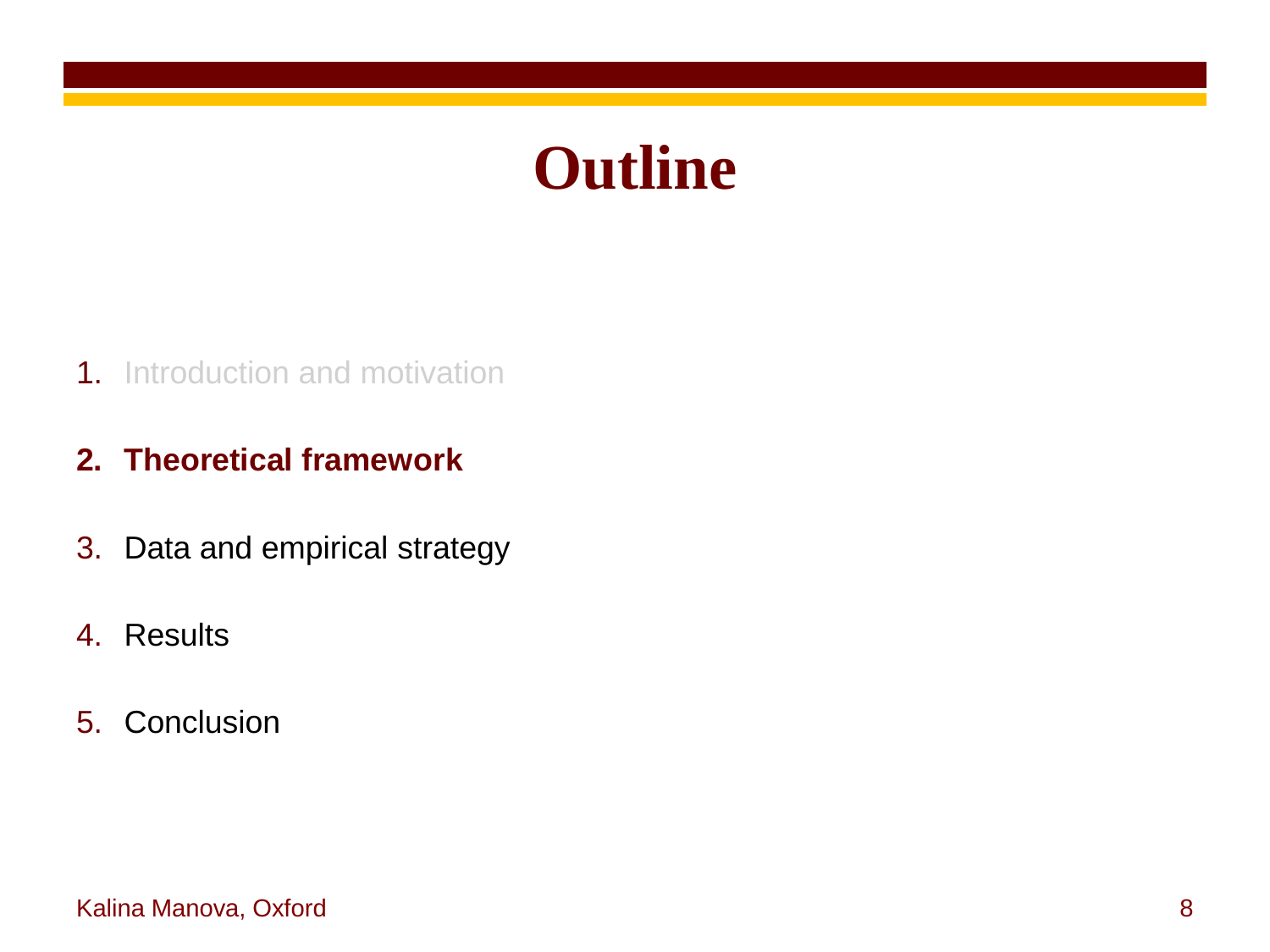# Outline

1. Introduction and motivation
2. **Theoretical framework**
3. Data and empirical strategy
4. Results
5. Conclusion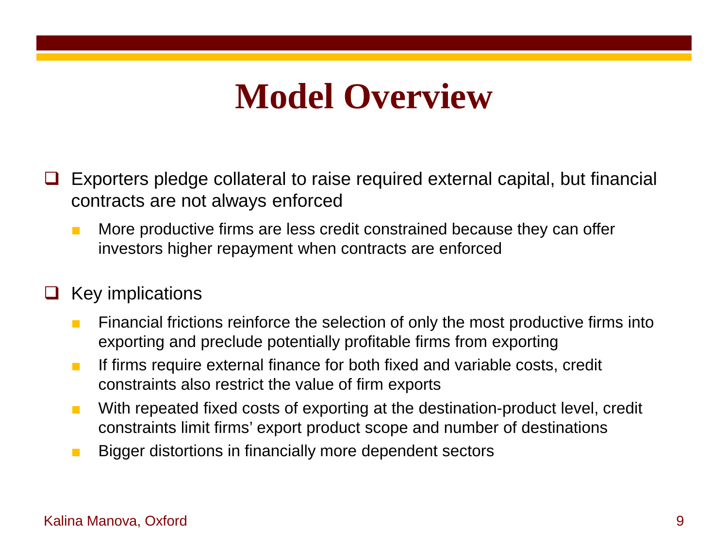# Model Overview

- Exporters pledge collateral to raise required external capital, but financial contracts are not always enforced
  - More productive firms are less credit constrained because they can offer investors higher repayment when contracts are enforced

- Key implications
  - Financial frictions reinforce the selection of only the most productive firms into exporting and preclude potentially profitable firms from exporting
  - If firms require external finance for both fixed and variable costs, credit constraints also restrict the value of firm exports
  - With repeated fixed costs of exporting at the destination-product level, credit constraints limit firms' export product scope and number of destinations
  - Bigger distortions in financially more dependent sectors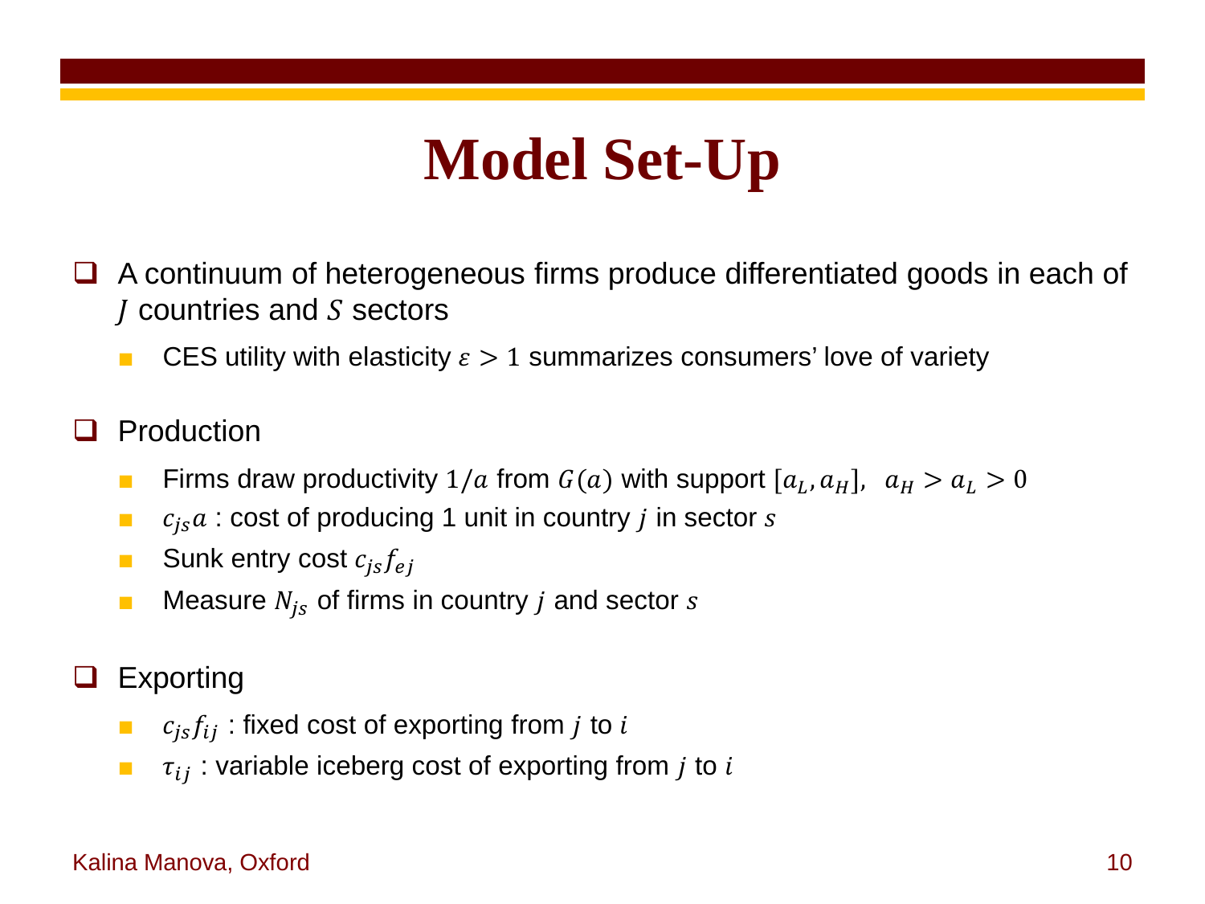# Model Set-Up

- A continuum of heterogeneous firms produce differentiated goods in each of $J$ countries and $S$ sectors
  - CES utility with elasticity $\varepsilon > 1$ summarizes consumers' love of variety

- Production
  - Firms draw productivity $1/a$ from $G(a)$ with support $[a_L, a_H]$, $a_H > a_L > 0$
  - $c_{js}a$ : cost of producing 1 unit in country $j$ in sector $s$
  - Sunk entry cost $c_{js}f_{ej}$
  - Measure $N_{js}$ of firms in country $j$ and sector $s$

- Exporting
  - $c_{js}f_{ij}$ : fixed cost of exporting from $j$ to $i$
  - $\tau_{ij}$ : variable iceberg cost of exporting from $j$ to $i$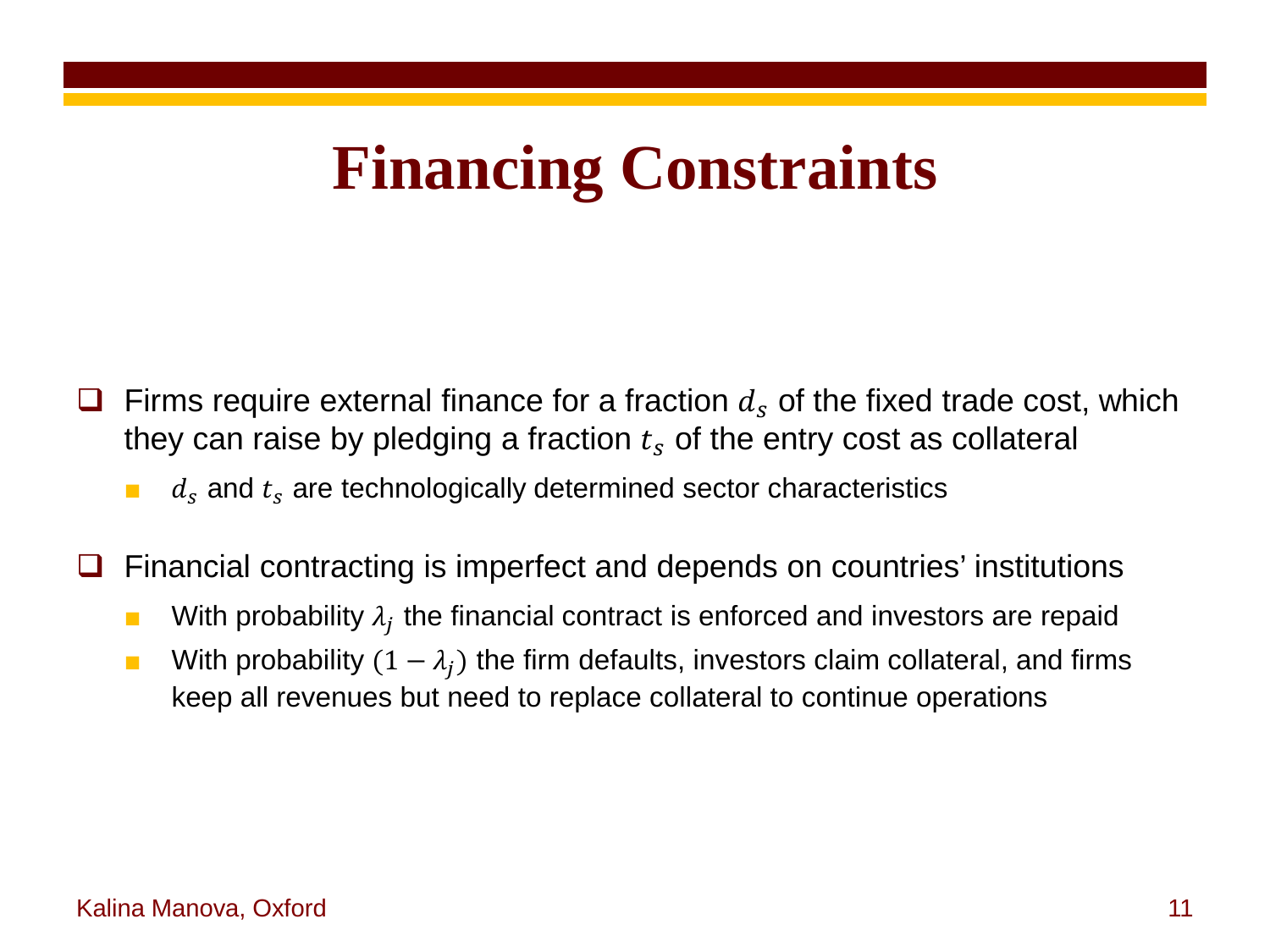# Financing Constraints

- Firms require external finance for a fraction $d_s$ of the fixed trade cost, which they can raise by pledging a fraction $t_s$ of the entry cost as collateral
  - $d_s$ and $t_s$ are technologically determined sector characteristics
- Financial contracting is imperfect and depends on countries' institutions
  - With probability $\lambda_j$ the financial contract is enforced and investors are repaid
  - With probability $(1 - \lambda_j)$ the firm defaults, investors claim collateral, and firms keep all revenues but need to replace collateral to continue operations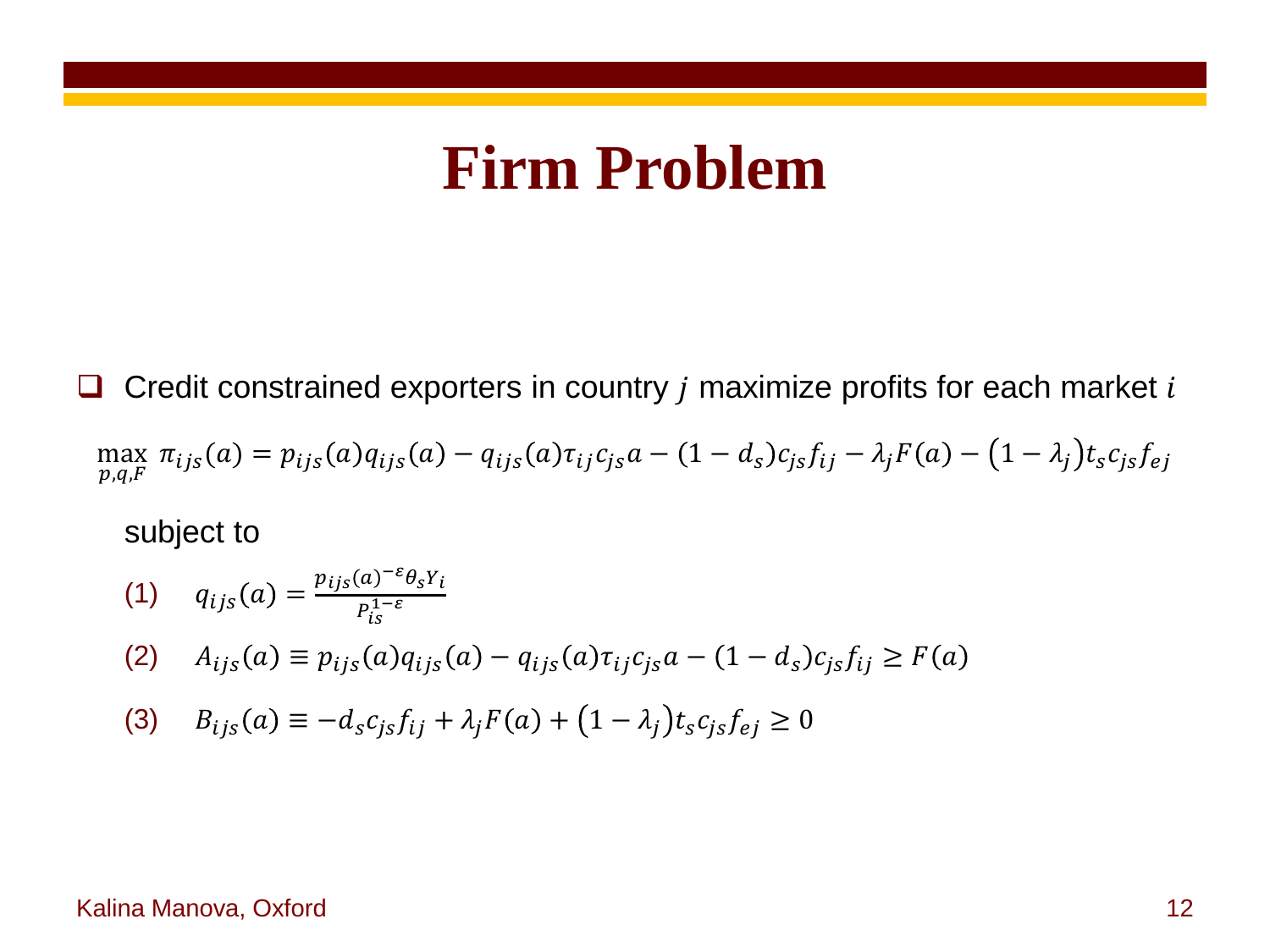# Firm Problem

- Credit constrained exporters in country $j$ maximize profits for each market $i$

$$\max_{p,q,F} \pi_{ijs}(a) = p_{ijs}(a)q_{ijs}(a) - q_{ijs}(a)\tau_{ij}c_{js}a - (1-d_s)c_{js}f_{ij} - \lambda_j F(a) - (1-\lambda_j)t_s c_{js} f_{ej}$$

subject to

(1) $\quad q_{ijs}(a) = \frac{p_{ijs}(a)^{-\varepsilon}\theta_s Y_i}{P_{is}^{1-\varepsilon}}$

(2) $\quad A_{ijs}(a) \equiv p_{ijs}(a)q_{ijs}(a) - q_{ijs}(a)\tau_{ij}c_{js}a - (1-d_s)c_{js}f_{ij} \geq F(a)$

(3) $\quad B_{ijs}(a) \equiv -d_s c_{js} f_{ij} + \lambda_j F(a) + (1-\lambda_j)t_s c_{js} f_{ej} \geq 0$

Kalina Manova, Oxford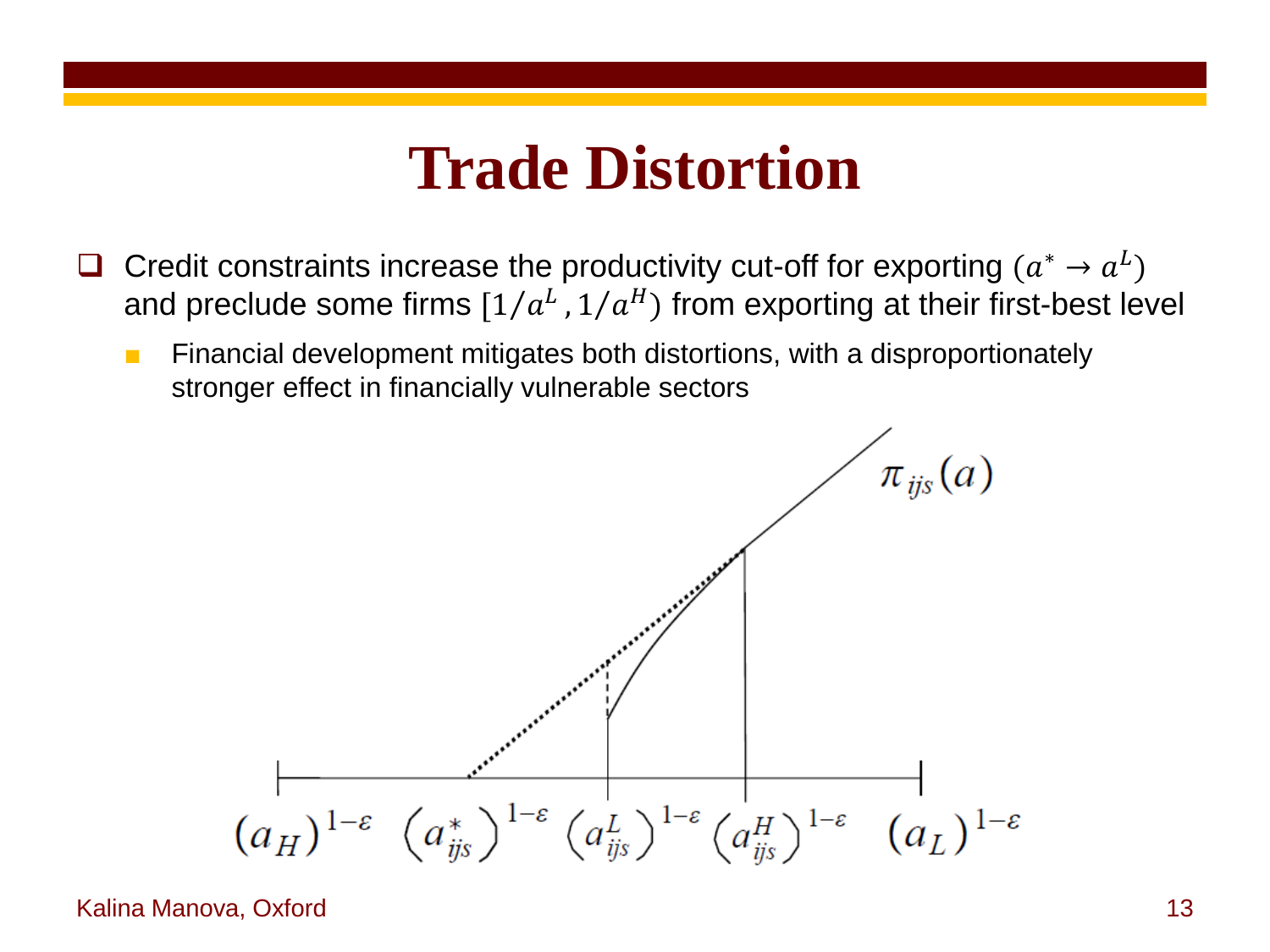# Trade Distortion

- Credit constraints increase the productivity cut-off for exporting ($a^* \to a^L$) and preclude some firms $[1/a^L, 1/a^H)$ from exporting at their first-best level
  - Financial development mitigates both distortions, with a disproportionately stronger effect in financially vulnerable sectors

$\pi_{ijs}(a)$

$(a_H)^{1-\varepsilon}$ $\left(a_{ijs}^*\right)^{1-\varepsilon}$ $\left(a_{ijs}^L\right)^{1-\varepsilon}$ $\left(a_{ijs}^H\right)^{1-\varepsilon}$ $(a_L)^{1-\varepsilon}$

Kalina Manova, Oxford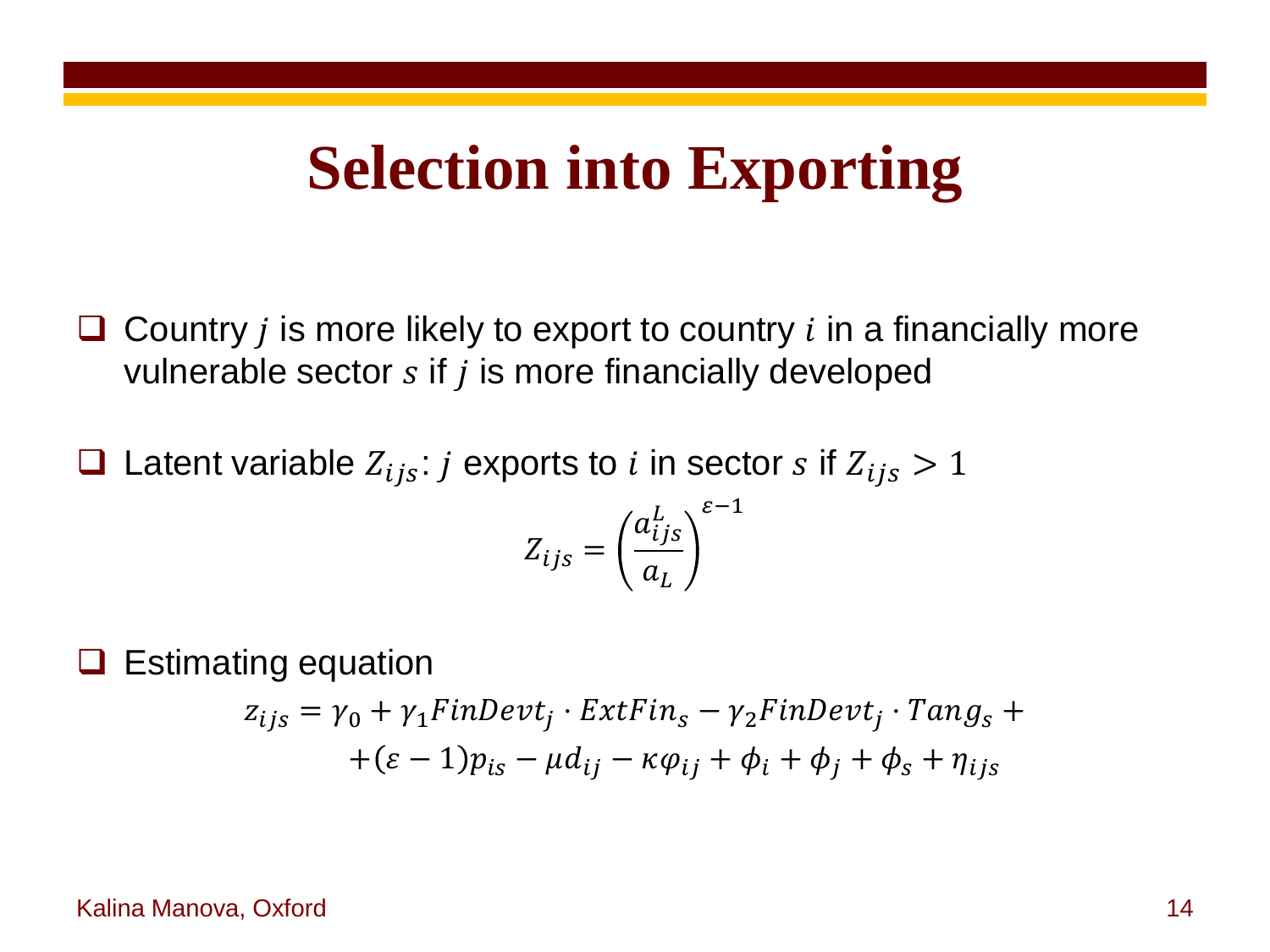# Selection into Exporting

- Country $j$ is more likely to export to country $i$ in a financially more vulnerable sector $s$ if $j$ is more financially developed

- Latent variable $Z_{ijs}$: $j$ exports to $i$ in sector $s$ if $Z_{ijs} > 1$

$$Z_{ijs} = \left(\frac{a_{ijs}^{L}}{a_L}\right)^{\varepsilon - 1}$$

- Estimating equation

$$z_{ijs} = \gamma_0 + \gamma_1 FinDevt_j \cdot ExtFin_s - \gamma_2 FinDevt_j \cdot Tang_s + \\ + (\varepsilon - 1)p_{is} - \mu d_{ij} - \kappa \varphi_{ij} + \phi_i + \phi_j + \phi_s + \eta_{ijs}$$

Kalina Manova, Oxford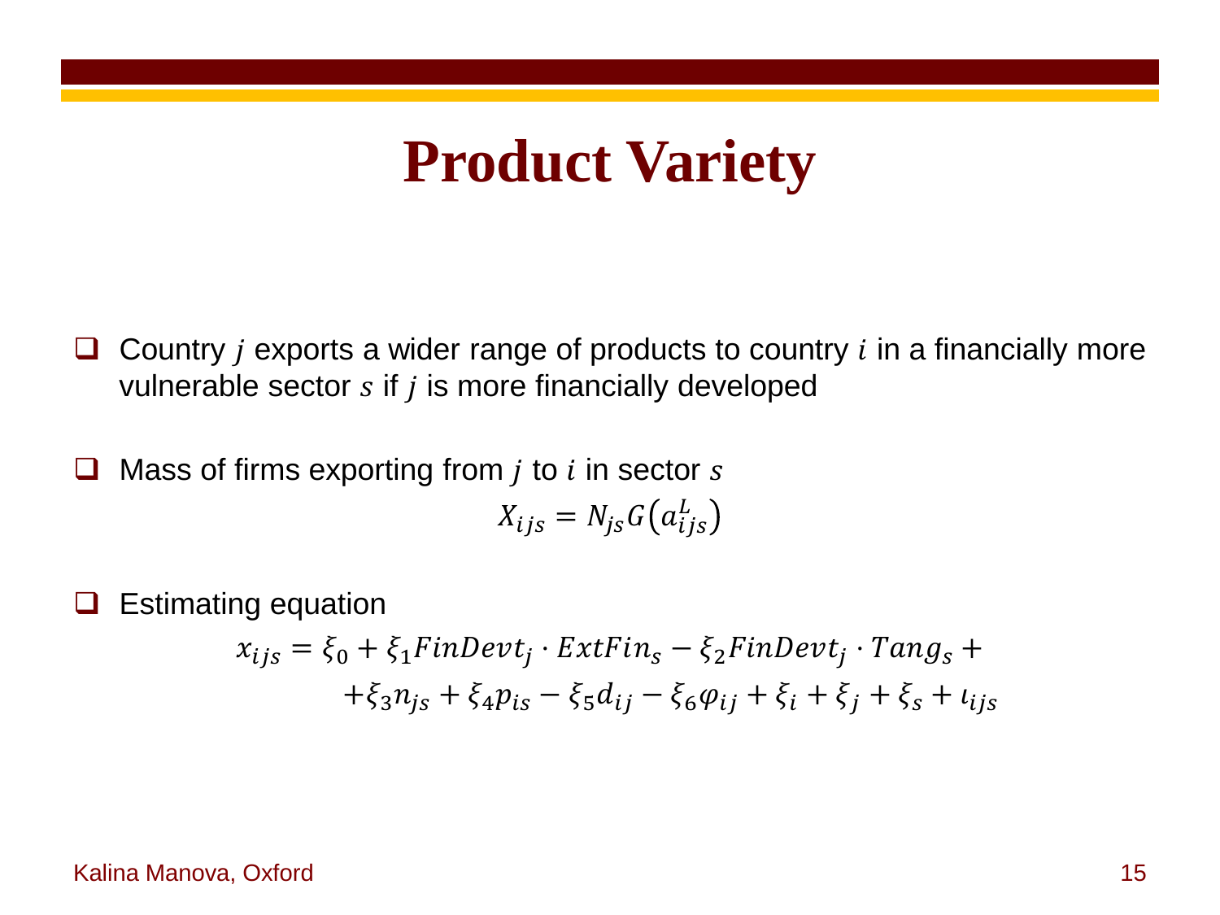# Product Variety

- Country $j$ exports a wider range of products to country $i$ in a financially more vulnerable sector $s$ if $j$ is more financially developed

- Mass of firms exporting from $j$ to $i$ in sector $s$

$$X_{ijs} = N_{js} G\left(a_{ijs}^{L}\right)$$

- Estimating equation

$$x_{ijs} = \xi_0 + \xi_1 FinDevt_j \cdot ExtFin_s - \xi_2 FinDevt_j \cdot Tang_s + \\ + \xi_3 n_{js} + \xi_4 p_{is} - \xi_5 d_{ij} - \xi_6 \varphi_{ij} + \xi_i + \xi_j + \xi_s + \iota_{ijs}$$

Kalina Manova, Oxford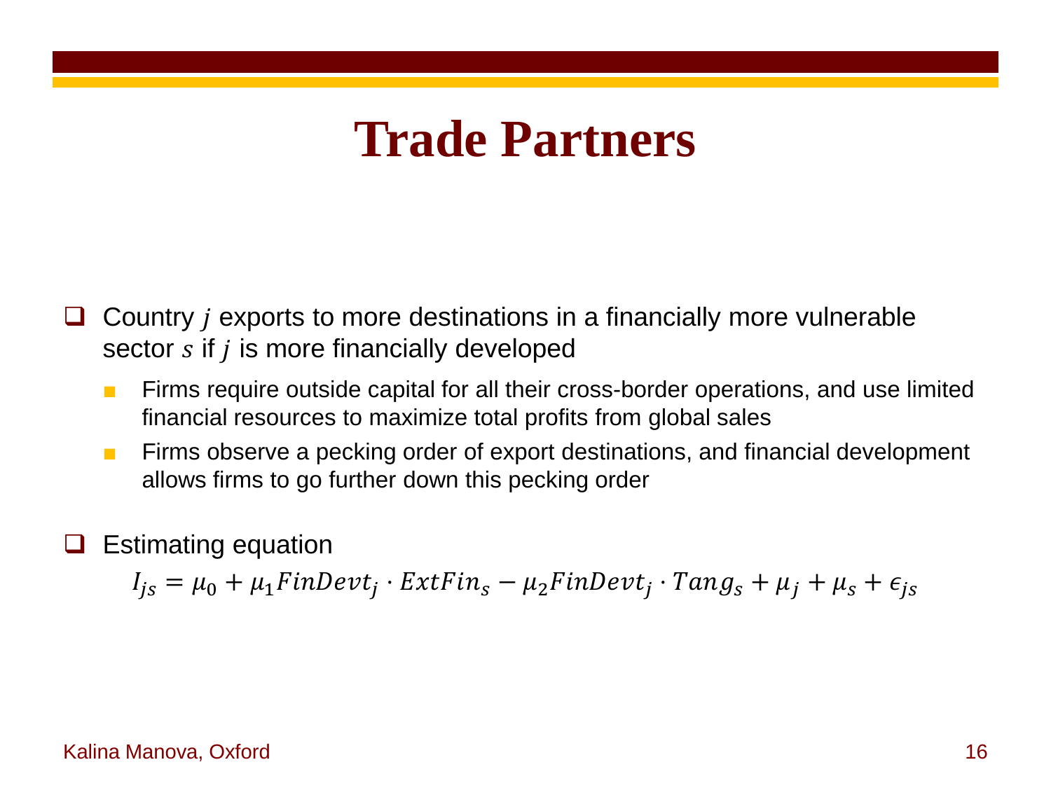# Trade Partners

- Country $j$ exports to more destinations in a financially more vulnerable sector $s$ if $j$ is more financially developed
  - Firms require outside capital for all their cross-border operations, and use limited financial resources to maximize total profits from global sales
  - Firms observe a pecking order of export destinations, and financial development allows firms to go further down this pecking order

- Estimating equation

$$I_{js} = \mu_0 + \mu_1 FinDevt_j \cdot ExtFin_s - \mu_2 FinDevt_j \cdot Tang_s + \mu_j + \mu_s + \epsilon_{js}$$

Kalina Manova, Oxford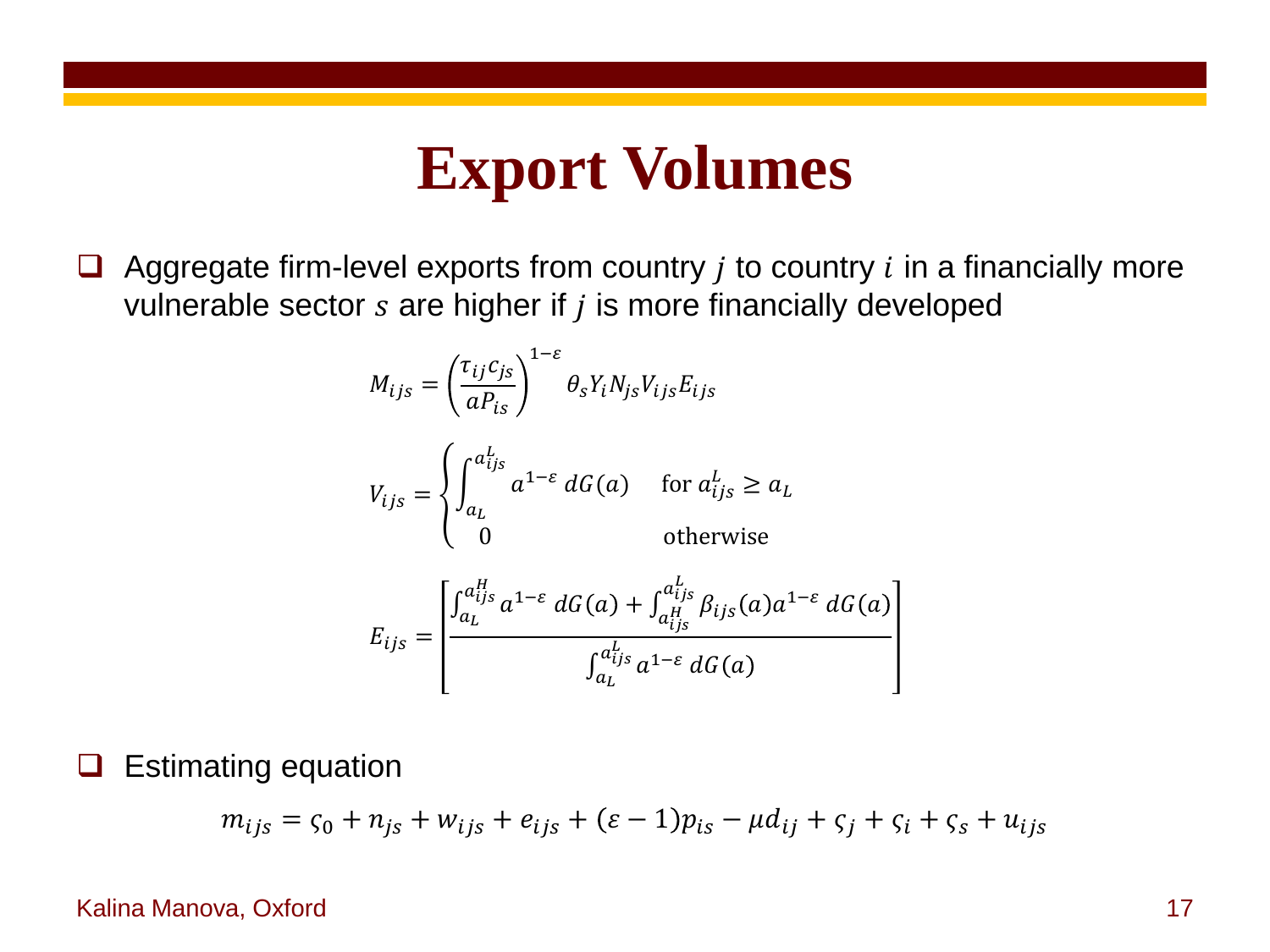# Export Volumes

- Aggregate firm-level exports from country $j$ to country $i$ in a financially more vulnerable sector $s$ are higher if $j$ is more financially developed

$$M_{ijs} = \left(\frac{\tau_{ij} c_{js}}{a P_{is}}\right)^{1-\varepsilon} \theta_s Y_i N_{js} V_{ijs} E_{ijs}$$

$$V_{ijs} = \begin{cases} \int_{a_L}^{a_{ijs}^L} a^{1-\varepsilon}\, dG(a) & \text{for } a_{ijs}^L \geq a_L \\ 0 & \text{otherwise} \end{cases}$$

$$E_{ijs} = \left[\frac{\int_{a_L}^{a_{ijs}^H} a^{1-\varepsilon}\, dG(a) + \int_{a_{ijs}^H}^{a_{ijs}^L} \beta_{ijs}(a) a^{1-\varepsilon}\, dG(a)}{\int_{a_L}^{a_{ijs}^L} a^{1-\varepsilon}\, dG(a)}\right]$$

- Estimating equation

$$m_{ijs} = \varsigma_0 + n_{js} + w_{ijs} + e_{ijs} + (\varepsilon - 1) p_{is} - \mu d_{ij} + \varsigma_j + \varsigma_i + \varsigma_s + u_{ijs}$$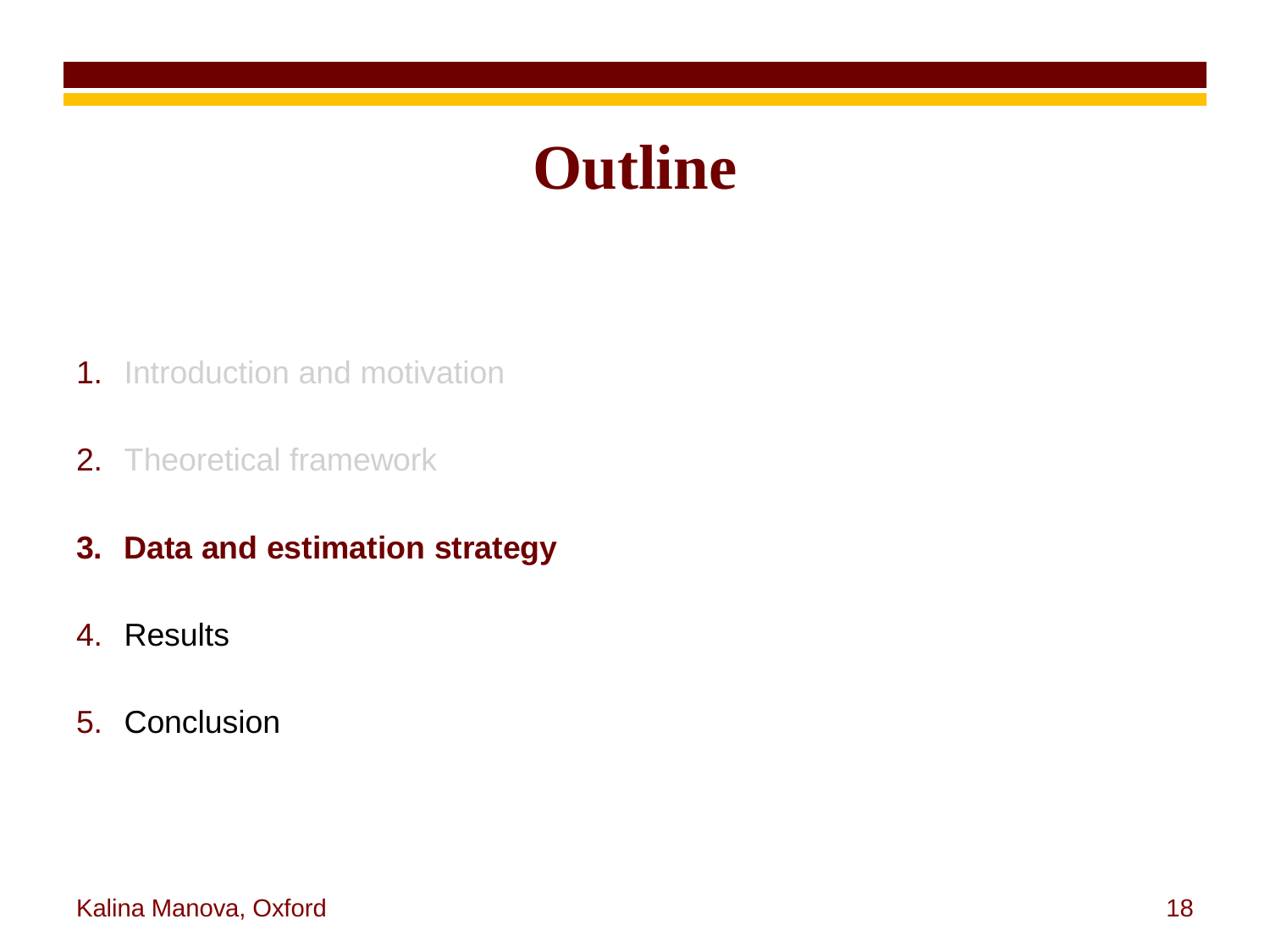# Outline

1. Introduction and motivation
2. Theoretical framework
3. **Data and estimation strategy**
4. Results
5. Conclusion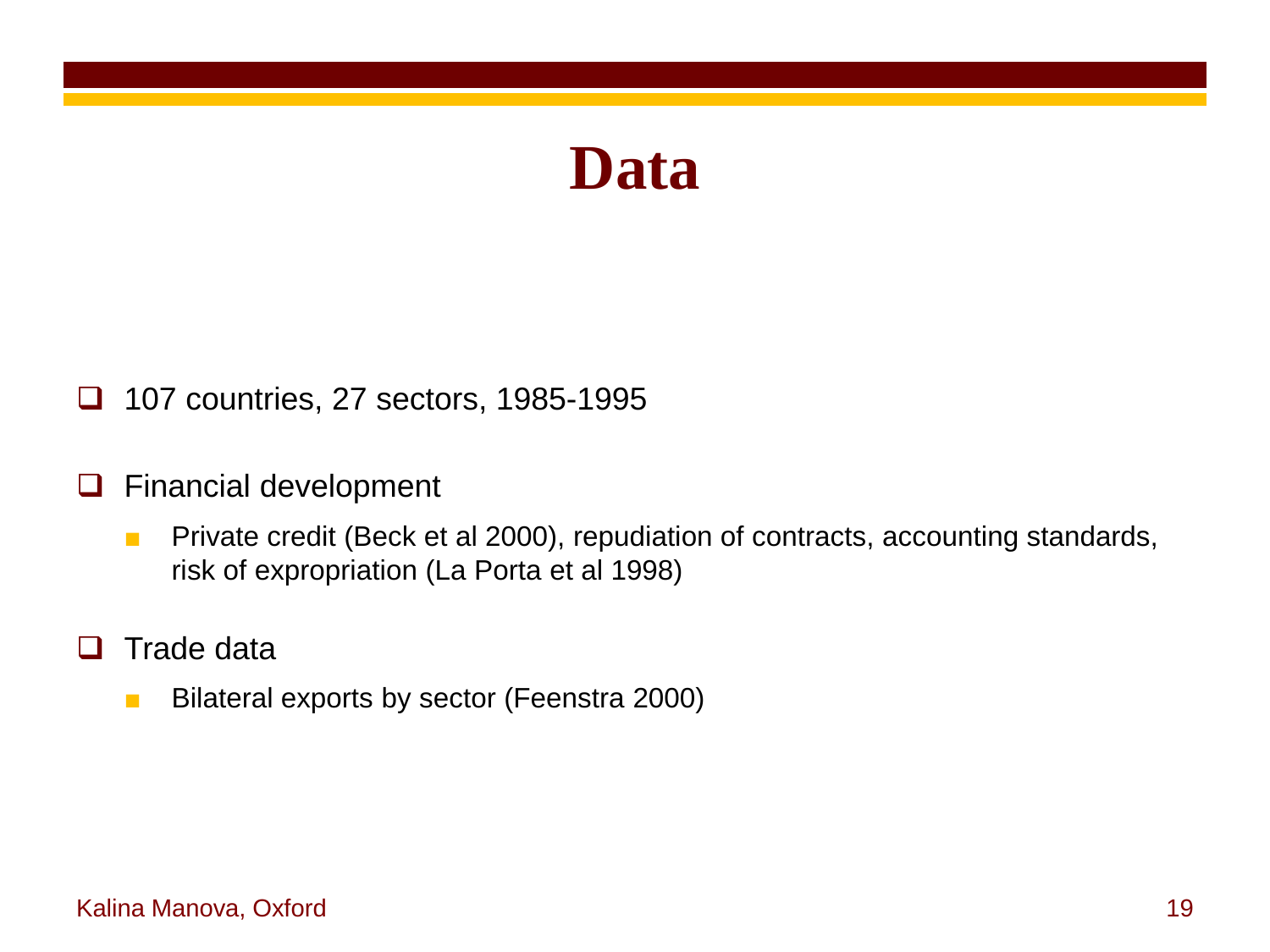# Data

- 107 countries, 27 sectors, 1985-1995
- Financial development
  - Private credit (Beck et al 2000), repudiation of contracts, accounting standards, risk of expropriation (La Porta et al 1998)
- Trade data
  - Bilateral exports by sector (Feenstra 2000)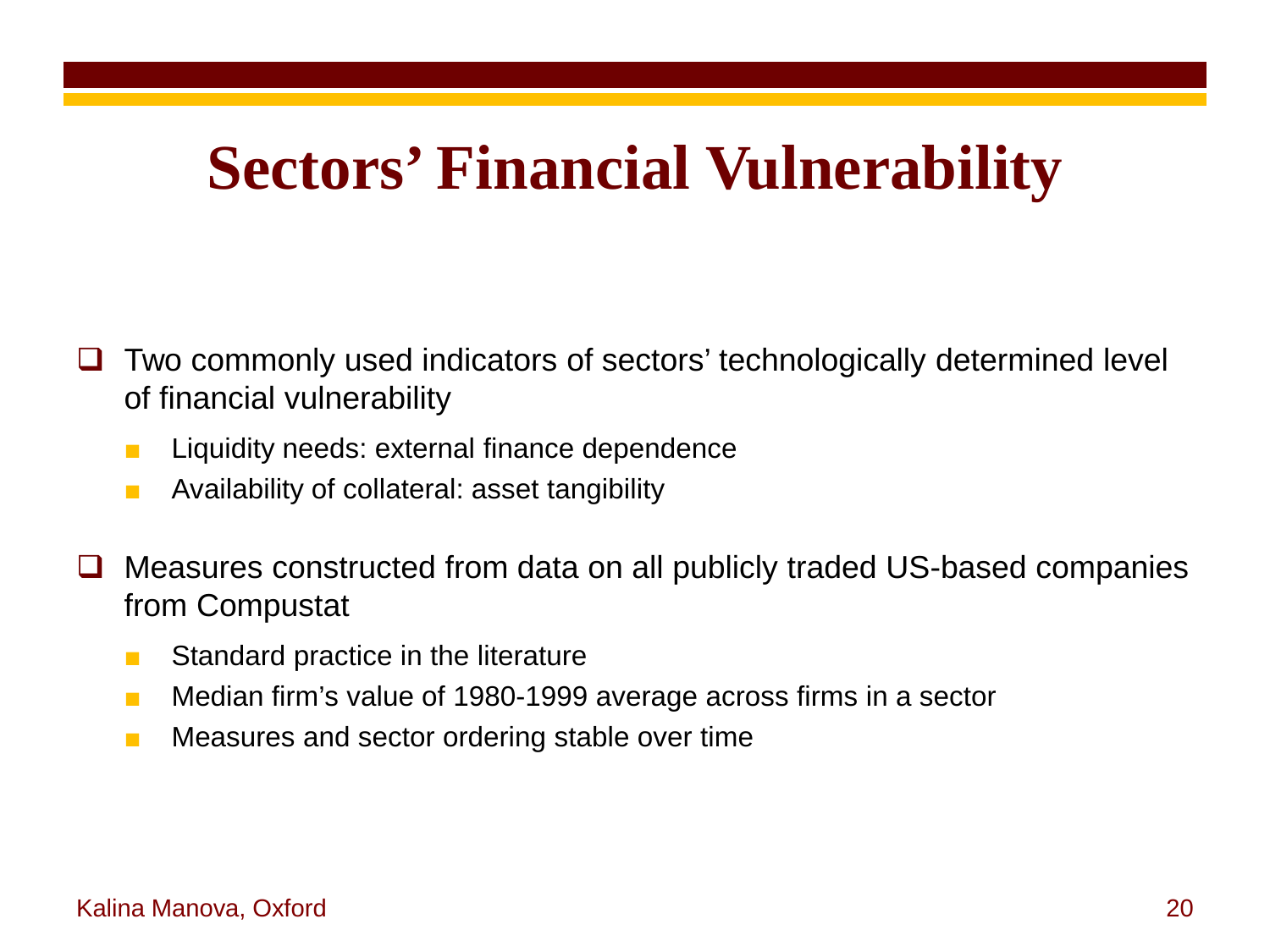# Sectors' Financial Vulnerability

- Two commonly used indicators of sectors' technologically determined level of financial vulnerability
  - Liquidity needs: external finance dependence
  - Availability of collateral: asset tangibility

- Measures constructed from data on all publicly traded US-based companies from Compustat
  - Standard practice in the literature
  - Median firm's value of 1980-1999 average across firms in a sector
  - Measures and sector ordering stable over time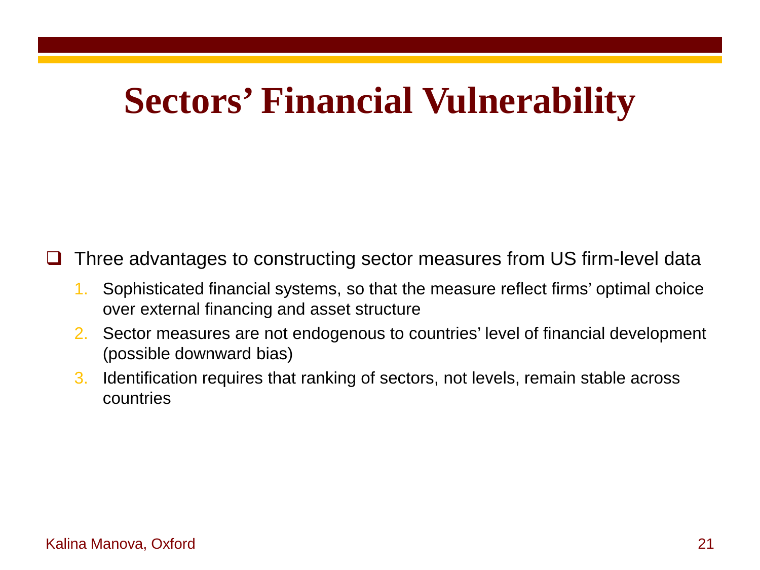# Sectors' Financial Vulnerability

- Three advantages to constructing sector measures from US firm-level data
  1. Sophisticated financial systems, so that the measure reflect firms' optimal choice over external financing and asset structure
  2. Sector measures are not endogenous to countries' level of financial development (possible downward bias)
  3. Identification requires that ranking of sectors, not levels, remain stable across countries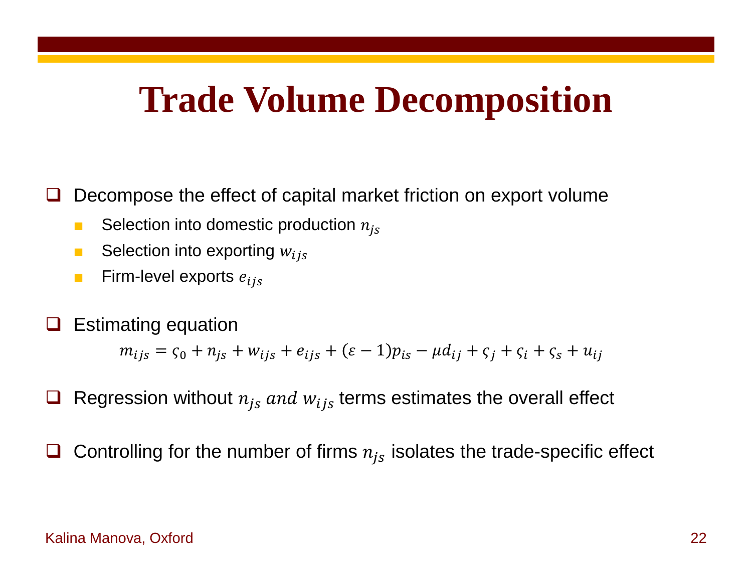# Trade Volume Decomposition

- Decompose the effect of capital market friction on export volume
  - Selection into domestic production $n_{js}$
  - Selection into exporting $w_{ijs}$
  - Firm-level exports $e_{ijs}$

- Estimating equation

$$m_{ijs} = \varsigma_0 + n_{js} + w_{ijs} + e_{ijs} + (\varepsilon - 1)p_{is} - \mu d_{ij} + \varsigma_j + \varsigma_i + \varsigma_s + u_{ij}$$

- Regression without $n_{js}$ *and* $w_{ijs}$ terms estimates the overall effect

- Controlling for the number of firms $n_{js}$ isolates the trade-specific effect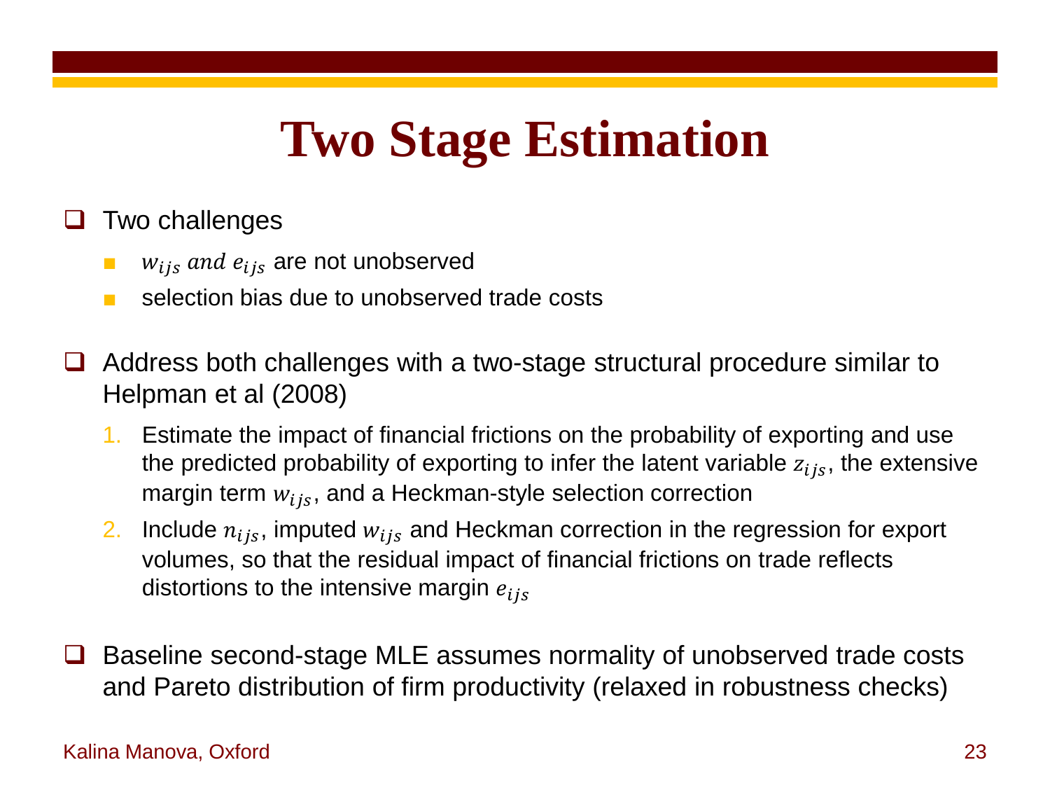# Two Stage Estimation

- Two challenges
  - $w_{ijs}$ *and* $e_{ijs}$ are not unobserved
  - selection bias due to unobserved trade costs

- Address both challenges with a two-stage structural procedure similar to Helpman et al (2008)
  1. Estimate the impact of financial frictions on the probability of exporting and use the predicted probability of exporting to infer the latent variable $z_{ijs}$, the extensive margin term $w_{ijs}$, and a Heckman-style selection correction
  2. Include $n_{ijs}$, imputed $w_{ijs}$ and Heckman correction in the regression for export volumes, so that the residual impact of financial frictions on trade reflects distortions to the intensive margin $e_{ijs}$

- Baseline second-stage MLE assumes normality of unobserved trade costs and Pareto distribution of firm productivity (relaxed in robustness checks)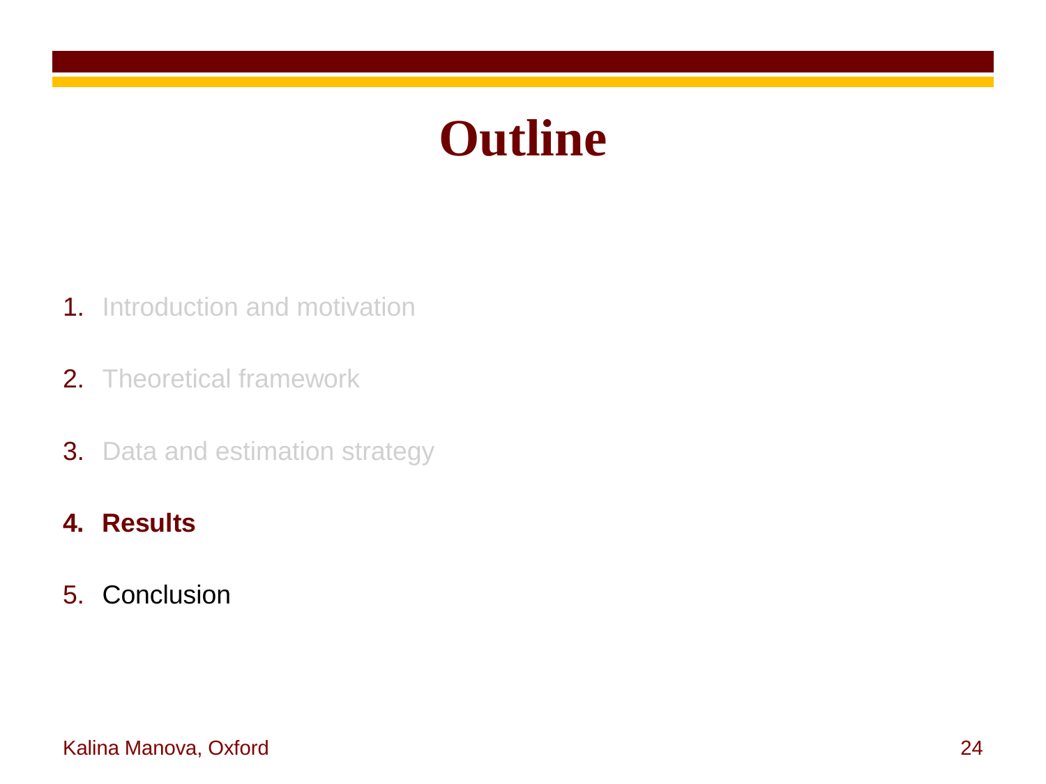# Outline

1. Introduction and motivation
2. Theoretical framework
3. Data and estimation strategy
4. **Results**
5. Conclusion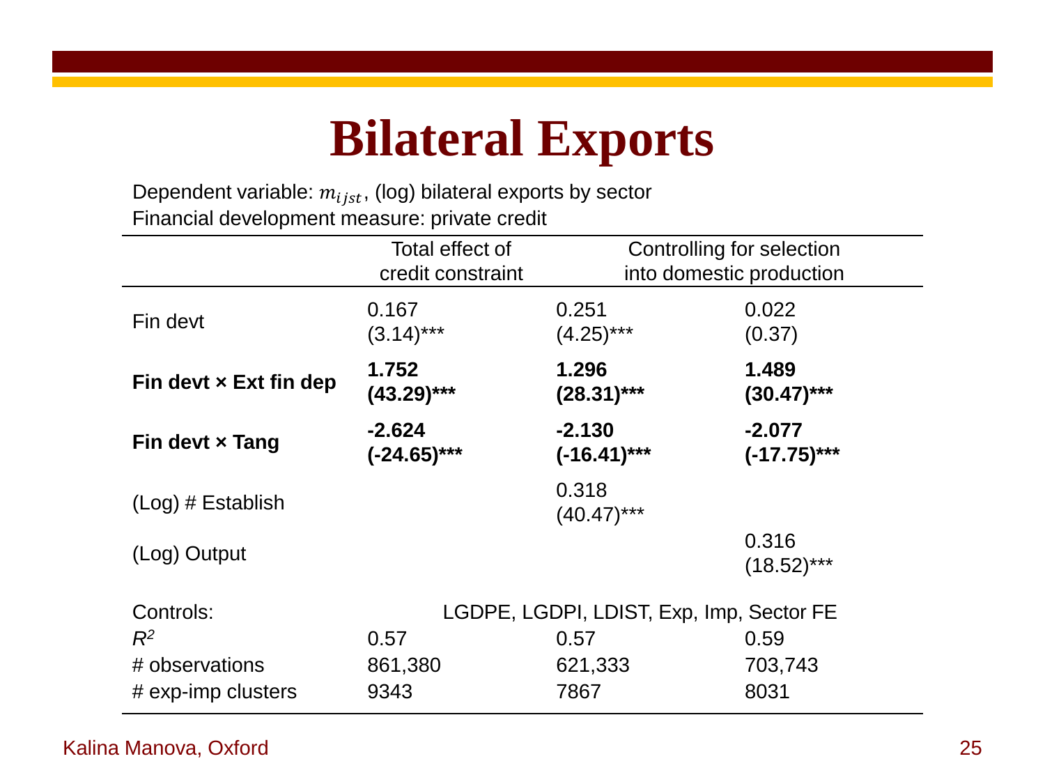# Bilateral Exports

Dependent variable: $m_{ijst}$, (log) bilateral exports by sector
Financial development measure: private credit

| | Total effect of credit constraint | Controlling for selection into domestic production | |
|---|---|---|---|
| Fin devt | 0.167 (3.14)*** | 0.251 (4.25)*** | 0.022 (0.37) |
| **Fin devt × Ext fin dep** | **1.752 (43.29)*** ** | **1.296 (28.31)*** ** | **1.489 (30.47)*** ** |
| **Fin devt × Tang** | **-2.624 (-24.65)*** ** | **-2.130 (-16.41)*** ** | **-2.077 (-17.75)*** ** |
| (Log) # Establish | | 0.318 (40.47)*** | |
| (Log) Output | | | 0.316 (18.52)*** |
| Controls: | LGDPE, LGDPI, LDIST, Exp, Imp, Sector FE | | |
| $R^2$ | 0.57 | 0.57 | 0.59 |
| # observations | 861,380 | 621,333 | 703,743 |
| # exp-imp clusters | 9343 | 7867 | 8031 |

Kalina Manova, Oxford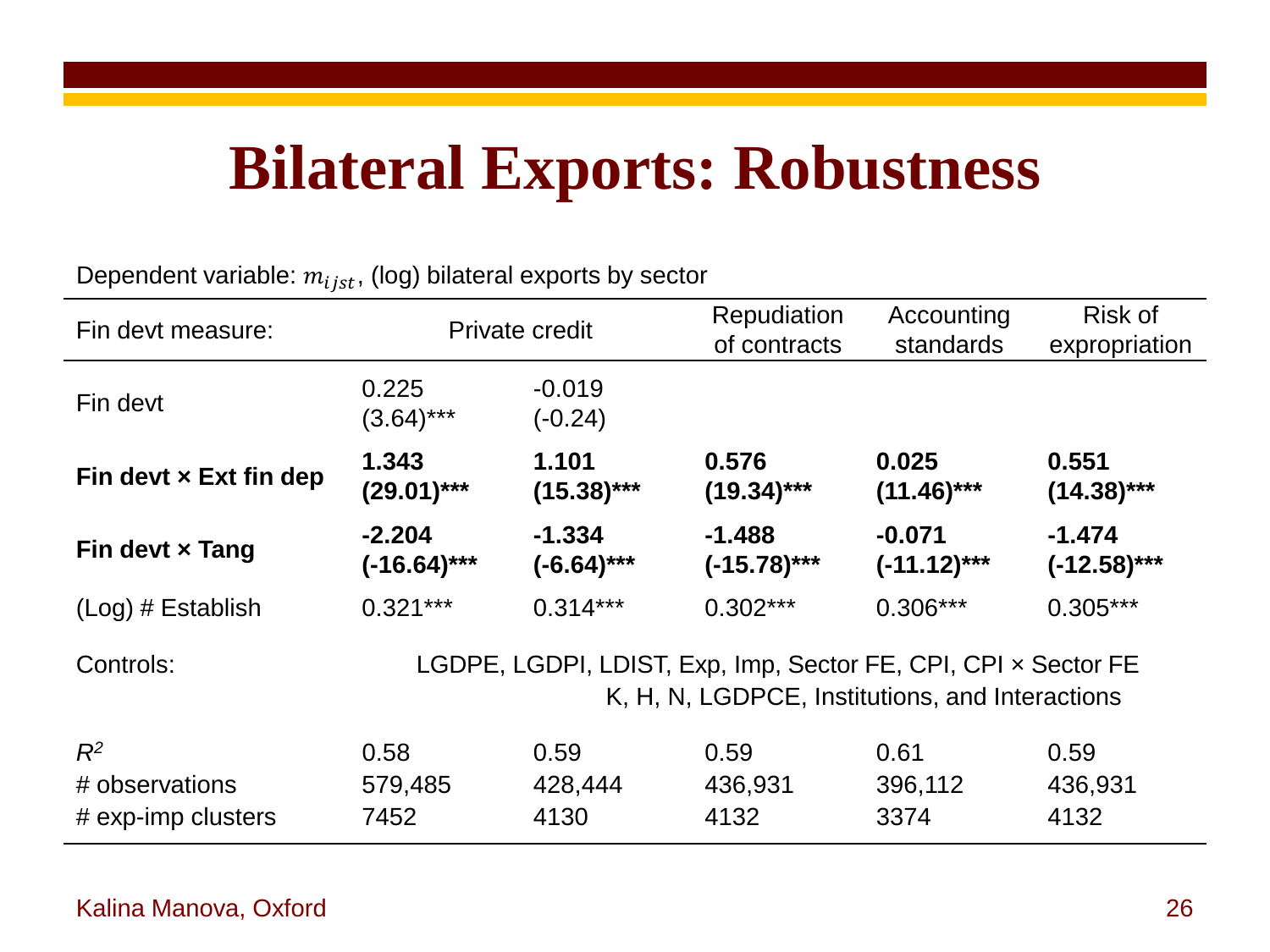# Bilateral Exports: Robustness

Dependent variable: $m_{ijst}$, (log) bilateral exports by sector

| Fin devt measure: | Private credit | | Repudiation of contracts | Accounting standards | Risk of expropriation |
|---|---|---|---|---|---|
| Fin devt | 0.225 (3.64)*** | -0.019 (-0.24) | | | |
| **Fin devt × Ext fin dep** | **1.343 (29.01)*****| **1.101 (15.38)***** | **0.576 (19.34)***** | **0.025 (11.46)***** | **0.551 (14.38)***** |
| **Fin devt × Tang** | **-2.204 (-16.64)***** | **-1.334 (-6.64)***** | **-1.488 (-15.78)***** | **-0.071 (-11.12)***** | **-1.474 (-12.58)***** |
| (Log) # Establish | 0.321*** | 0.314*** | 0.302*** | 0.306*** | 0.305*** |
| Controls: | LGDPE, LGDPI, LDIST, Exp, Imp, Sector FE, CPI, CPI × Sector FE | K, H, N, LGDPCE, Institutions, and Interactions | | | |
| $R^2$ | 0.58 | 0.59 | 0.59 | 0.61 | 0.59 |
| # observations | 579,485 | 428,444 | 436,931 | 396,112 | 436,931 |
| # exp-imp clusters | 7452 | 4130 | 4132 | 3374 | 4132 |

Kalina Manova, Oxford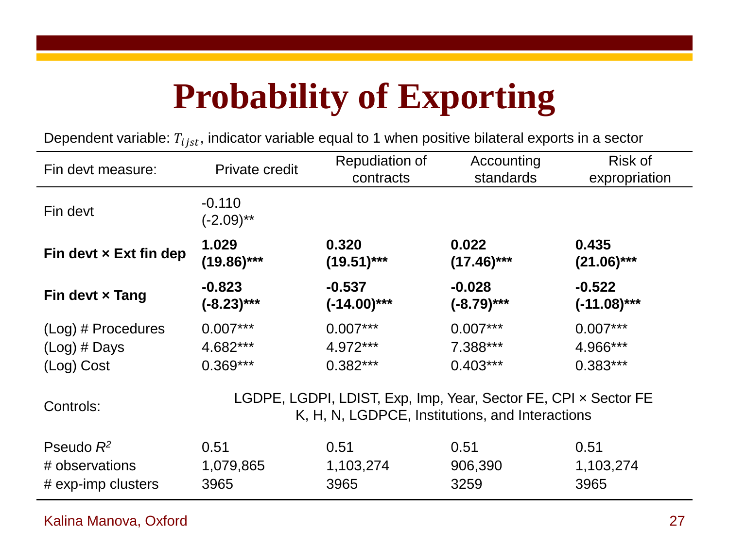# Probability of Exporting

Dependent variable: $T_{ijst}$, indicator variable equal to 1 when positive bilateral exports in a sector

| Fin devt measure: | Private credit | Repudiation of contracts | Accounting standards | Risk of expropriation |
|---|---|---|---|---|
| Fin devt | -0.110<br>(-2.09)** | | | |
| **Fin devt × Ext fin dep** | **1.029**<br>**(19.86)*** ** | **0.320**<br>**(19.51)*** ** | **0.022**<br>**(17.46)*** ** | **0.435**<br>**(21.06)*** ** |
| **Fin devt × Tang** | **-0.823**<br>**(-8.23)*** ** | **-0.537**<br>**(-14.00)*** ** | **-0.028**<br>**(-8.79)*** ** | **-0.522**<br>**(-11.08)*** ** |
| (Log) # Procedures | 0.007*** | 0.007*** | 0.007*** | 0.007*** |
| (Log) # Days | 4.682*** | 4.972*** | 7.388*** | 4.966*** |
| (Log) Cost | 0.369*** | 0.382*** | 0.403*** | 0.383*** |
| Controls: | LGDPE, LGDPI, LDIST, Exp, Imp, Year, Sector FE, CPI × Sector FE<br>K, H, N, LGDPCE, Institutions, and Interactions | | | |
| Pseudo $R^2$ | 0.51 | 0.51 | 0.51 | 0.51 |
| # observations | 1,079,865 | 1,103,274 | 906,390 | 1,103,274 |
| # exp-imp clusters | 3965 | 3965 | 3259 | 3965 |

Kalina Manova, Oxford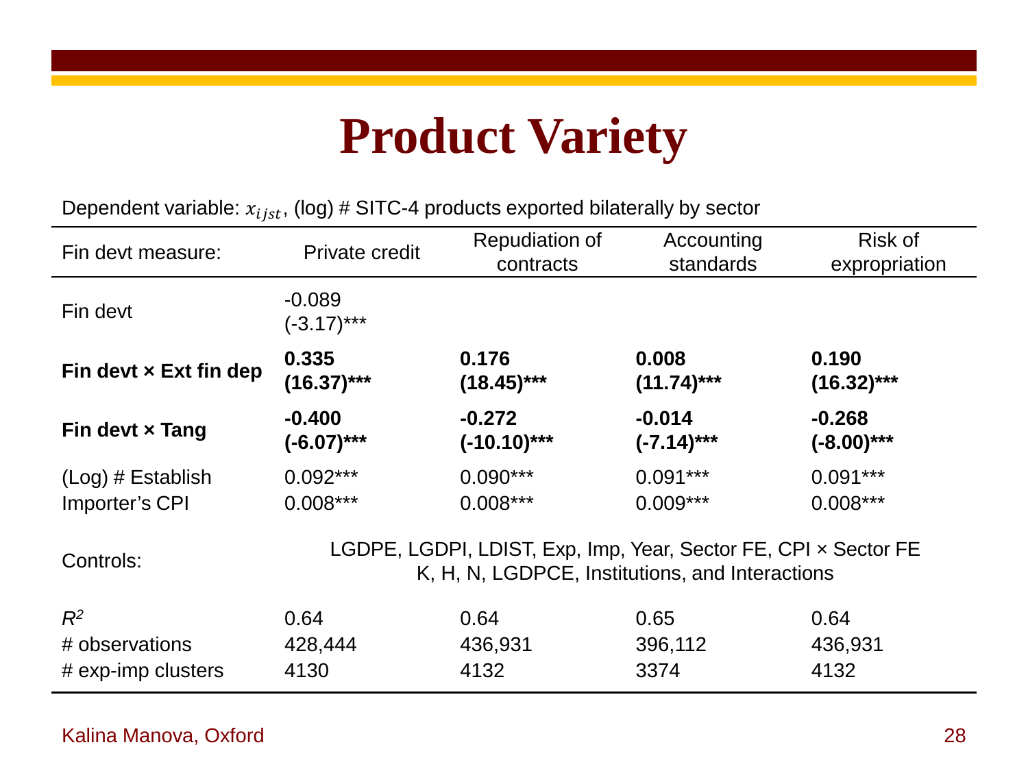# Product Variety

Dependent variable: $x_{ijst}$, (log) # SITC-4 products exported bilaterally by sector

| Fin devt measure: | Private credit | Repudiation of contracts | Accounting standards | Risk of expropriation |
|---|---|---|---|---|
| Fin devt | -0.089 (-3.17)*** | | | |
| **Fin devt × Ext fin dep** | **0.335 (16.37)*** ** | **0.176 (18.45)*** ** | **0.008 (11.74)*** ** | **0.190 (16.32)*** ** |
| **Fin devt × Tang** | **-0.400 (-6.07)*** ** | **-0.272 (-10.10)*** ** | **-0.014 (-7.14)*** ** | **-0.268 (-8.00)*** ** |
| (Log) # Establish | 0.092*** | 0.090*** | 0.091*** | 0.091*** |
| Importer's CPI | 0.008*** | 0.008*** | 0.009*** | 0.008*** |
| Controls: | LGDPE, LGDPI, LDIST, Exp, Imp, Year, Sector FE, CPI × Sector FE K, H, N, LGDPCE, Institutions, and Interactions | | | |
| $R^2$ | 0.64 | 0.64 | 0.65 | 0.64 |
| # observations | 428,444 | 436,931 | 396,112 | 436,931 |
| # exp-imp clusters | 4130 | 4132 | 3374 | 4132 |

Kalina Manova, Oxford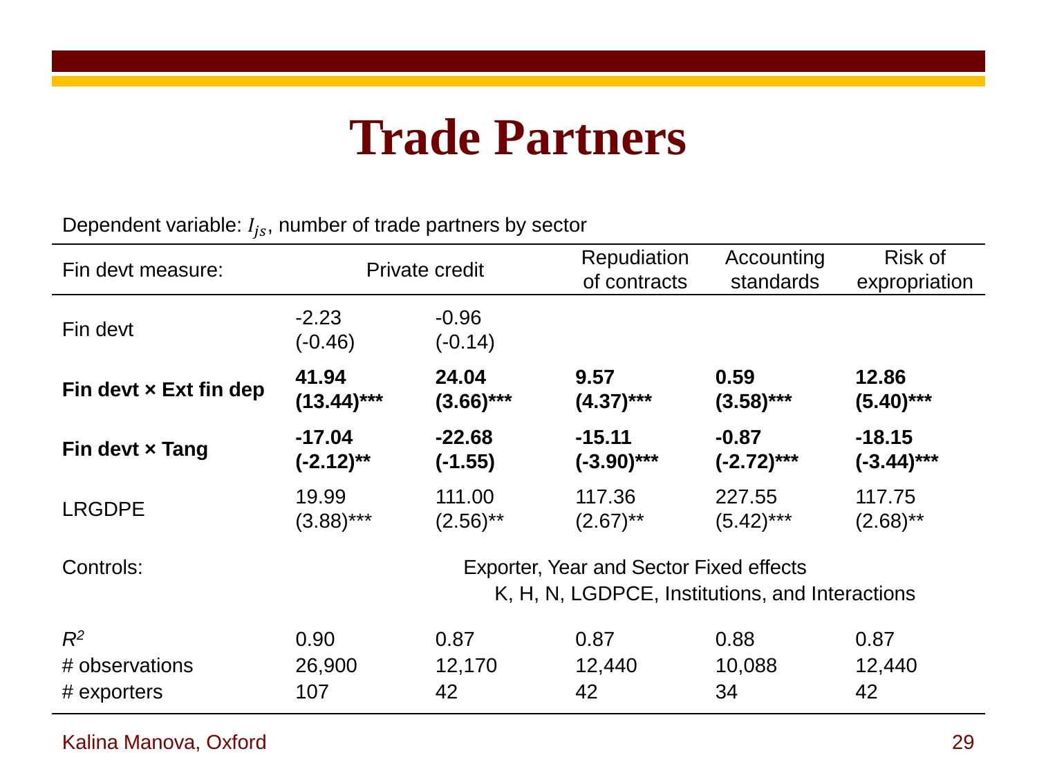# Trade Partners

Dependent variable: $I_{js}$, number of trade partners by sector

| Fin devt measure: | Private credit | | Repudiation of contracts | Accounting standards | Risk of expropriation |
|---|---|---|---|---|---|
| Fin devt | -2.23 (-0.46) | -0.96 (-0.14) | | | |
| **Fin devt × Ext fin dep** | **41.94 (13.44)*** ** | **24.04 (3.66)*** ** | **9.57 (4.37)*** ** | **0.59 (3.58)*** ** | **12.86 (5.40)*** ** |
| **Fin devt × Tang** | **-17.04 (-2.12)** ** | **-22.68 (-1.55)** | **-15.11 (-3.90)*** ** | **-0.87 (-2.72)*** ** | **-18.15 (-3.44)*** ** |
| LRGDPE | 19.99 (3.88)*** | 111.00 (2.56)** | 117.36 (2.67)** | 227.55 (5.42)*** | 117.75 (2.68)** |
| Controls: | Exporter, Year and Sector Fixed effects; K, H, N, LGDPCE, Institutions, and Interactions | | | | |
| $R^2$ | 0.90 | 0.87 | 0.87 | 0.88 | 0.87 |
| # observations | 26,900 | 12,170 | 12,440 | 10,088 | 12,440 |
| # exporters | 107 | 42 | 42 | 34 | 42 |

Kalina Manova, Oxford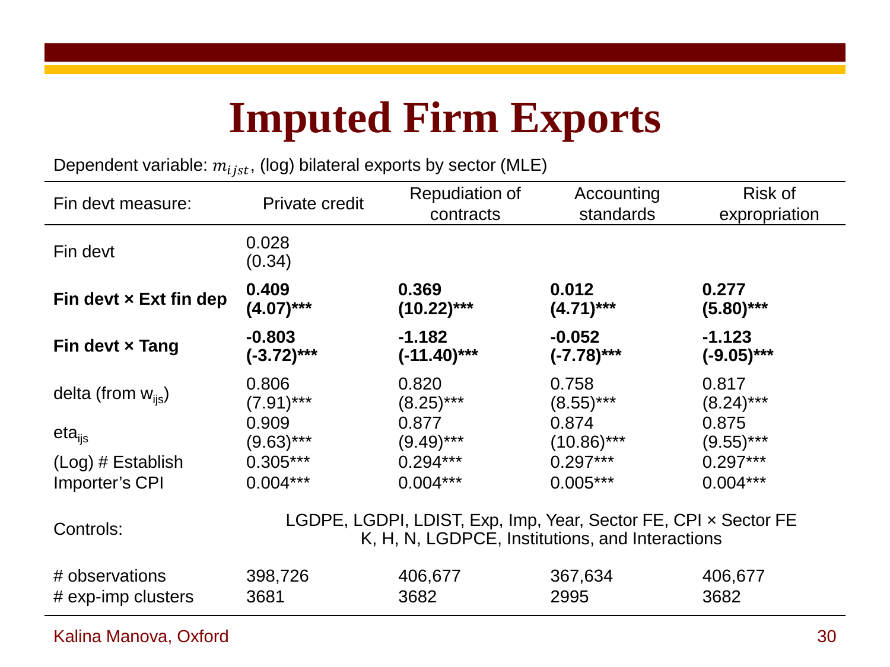# Imputed Firm Exports

Dependent variable: $m_{ijst}$, (log) bilateral exports by sector (MLE)

| Fin devt measure: | Private credit | Repudiation of contracts | Accounting standards | Risk of expropriation |
|---|---|---|---|---|
| Fin devt | 0.028 (0.34) | | | |
| **Fin devt × Ext fin dep** | **0.409 (4.07)\*\*\*** | **0.369 (10.22)\*\*\*** | **0.012 (4.71)\*\*\*** | **0.277 (5.80)\*\*\*** |
| **Fin devt × Tang** | **-0.803 (-3.72)\*\*\*** | **-1.182 (-11.40)\*\*\*** | **-0.052 (-7.78)\*\*\*** | **-1.123 (-9.05)\*\*\*** |
| delta (from $w_{ijs}$) | 0.806 (7.91)\*\*\* | 0.820 (8.25)\*\*\* | 0.758 (8.55)\*\*\* | 0.817 (8.24)\*\*\* |
| $eta_{ijs}$ | 0.909 (9.63)\*\*\* | 0.877 (9.49)\*\*\* | 0.874 (10.86)\*\*\* | 0.875 (9.55)\*\*\* |
| (Log) # Establish | 0.305\*\*\* | 0.294\*\*\* | 0.297\*\*\* | 0.297\*\*\* |
| Importer's CPI | 0.004\*\*\* | 0.004\*\*\* | 0.005\*\*\* | 0.004\*\*\* |
| Controls: | LGDPE, LGDPI, LDIST, Exp, Imp, Year, Sector FE, CPI × Sector FE K, H, N, LGDPCE, Institutions, and Interactions | | | |
| # observations | 398,726 | 406,677 | 367,634 | 406,677 |
| # exp-imp clusters | 3681 | 3682 | 2995 | 3682 |

Kalina Manova, Oxford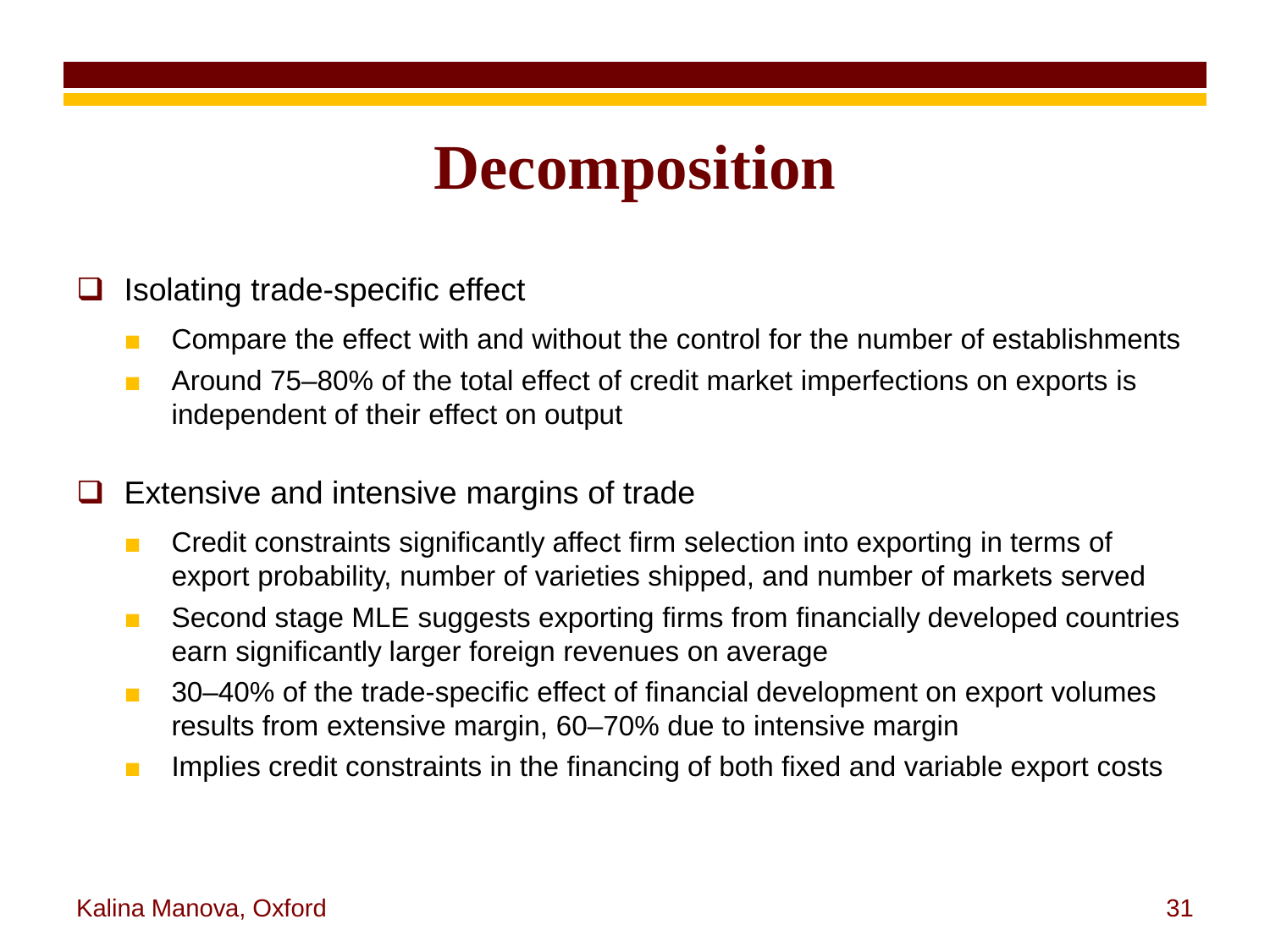# Decomposition

- Isolating trade-specific effect
  - Compare the effect with and without the control for the number of establishments
  - Around 75–80% of the total effect of credit market imperfections on exports is independent of their effect on output

- Extensive and intensive margins of trade
  - Credit constraints significantly affect firm selection into exporting in terms of export probability, number of varieties shipped, and number of markets served
  - Second stage MLE suggests exporting firms from financially developed countries earn significantly larger foreign revenues on average
  - 30–40% of the trade-specific effect of financial development on export volumes results from extensive margin, 60–70% due to intensive margin
  - Implies credit constraints in the financing of both fixed and variable export costs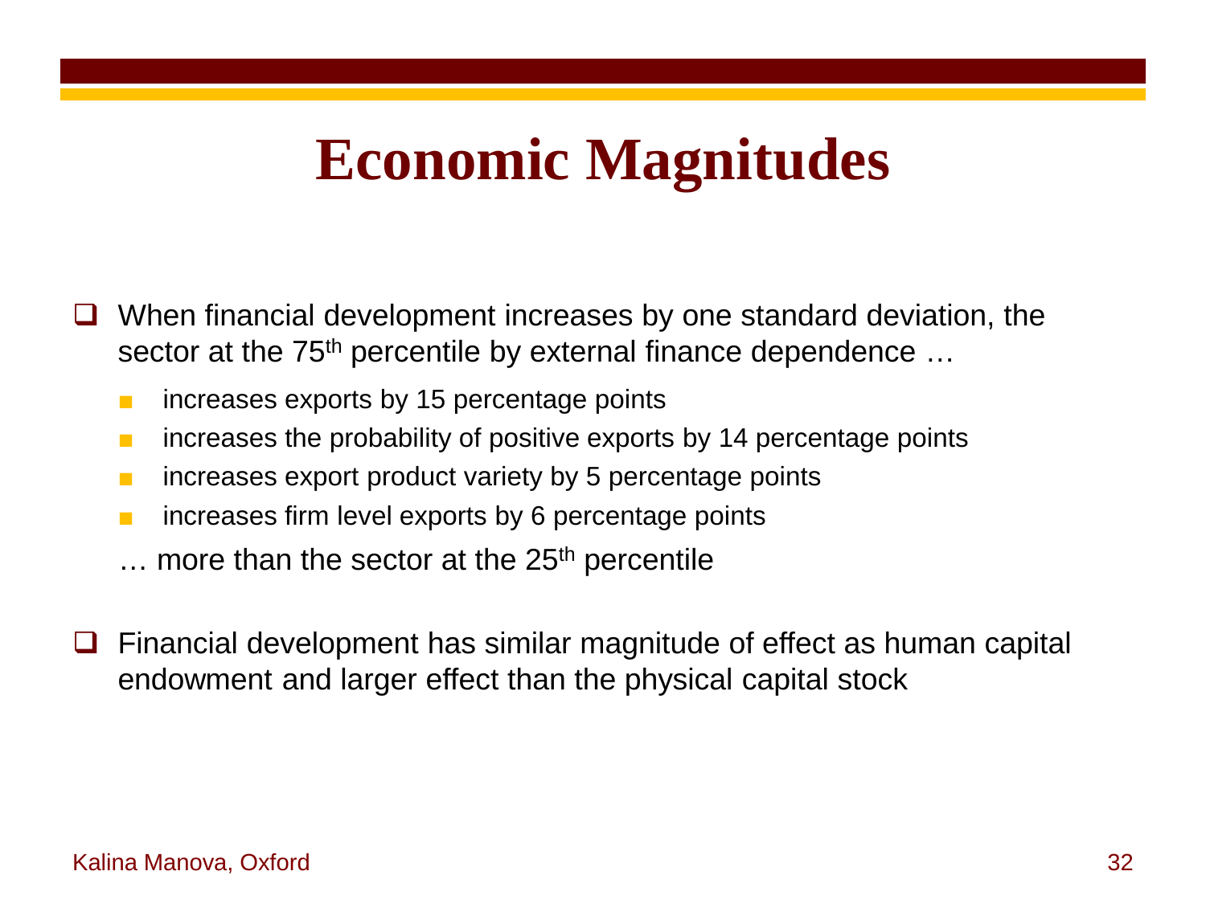# Economic Magnitudes

- When financial development increases by one standard deviation, the sector at the $75^{th}$ percentile by external finance dependence …
  - increases exports by 15 percentage points
  - increases the probability of positive exports by 14 percentage points
  - increases export product variety by 5 percentage points
  - increases firm level exports by 6 percentage points

  … more than the sector at the $25^{th}$ percentile

- Financial development has similar magnitude of effect as human capital endowment and larger effect than the physical capital stock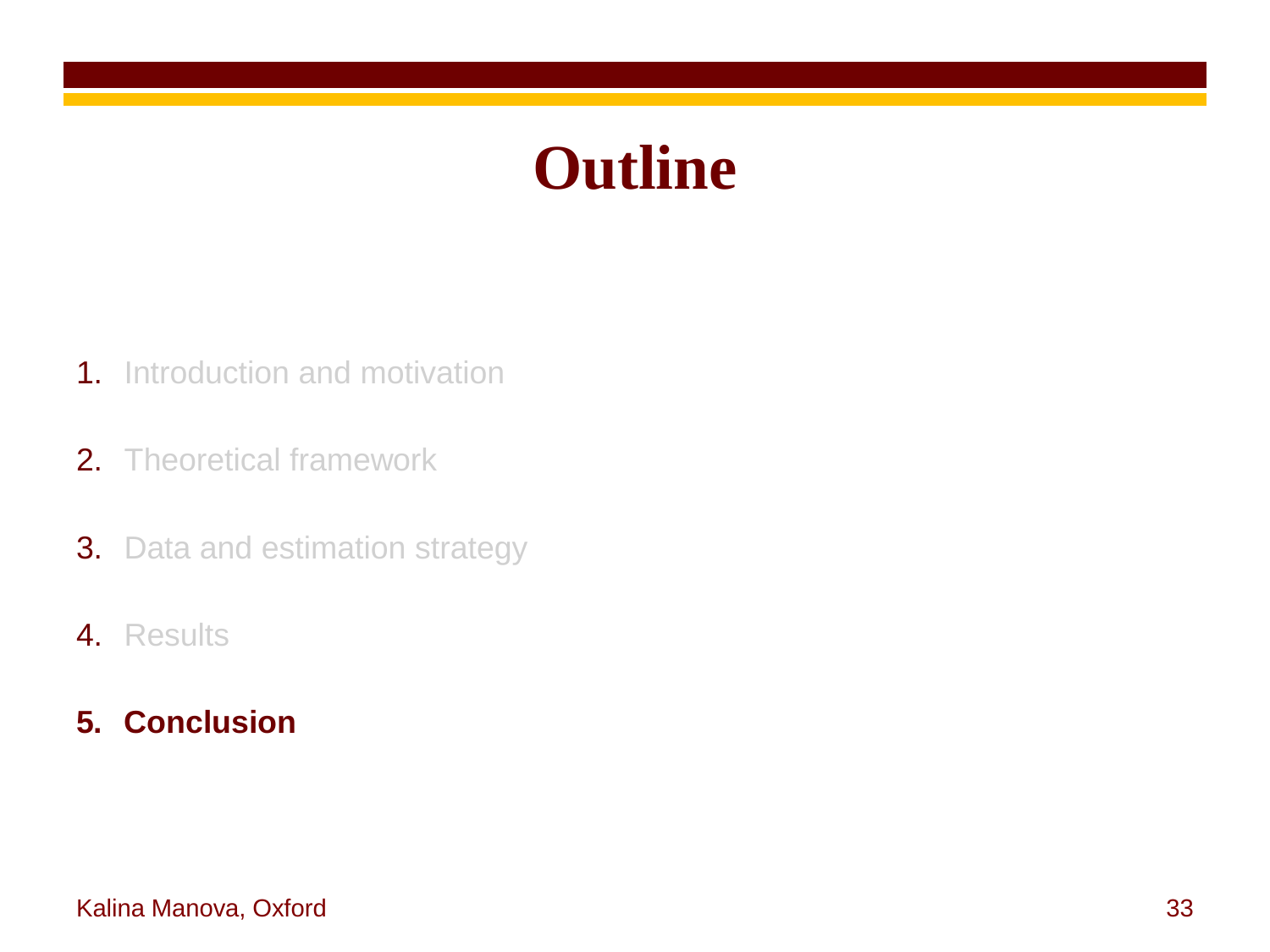# Outline

1. Introduction and motivation
2. Theoretical framework
3. Data and estimation strategy
4. Results
5. **Conclusion**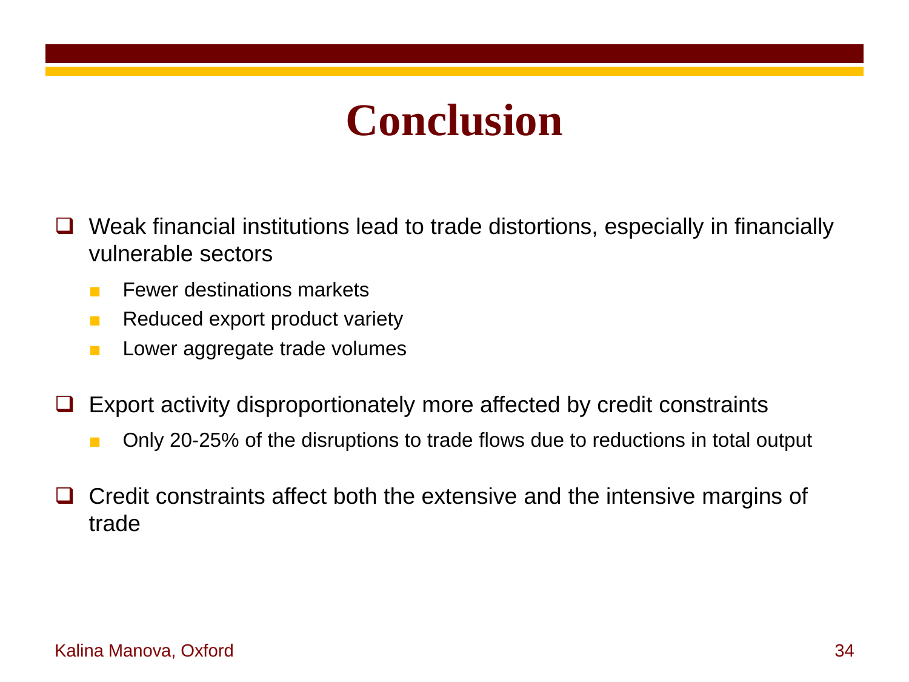# Conclusion

- Weak financial institutions lead to trade distortions, especially in financially vulnerable sectors
  - Fewer destinations markets
  - Reduced export product variety
  - Lower aggregate trade volumes

- Export activity disproportionately more affected by credit constraints
  - Only 20-25% of the disruptions to trade flows due to reductions in total output

- Credit constraints affect both the extensive and the intensive margins of trade